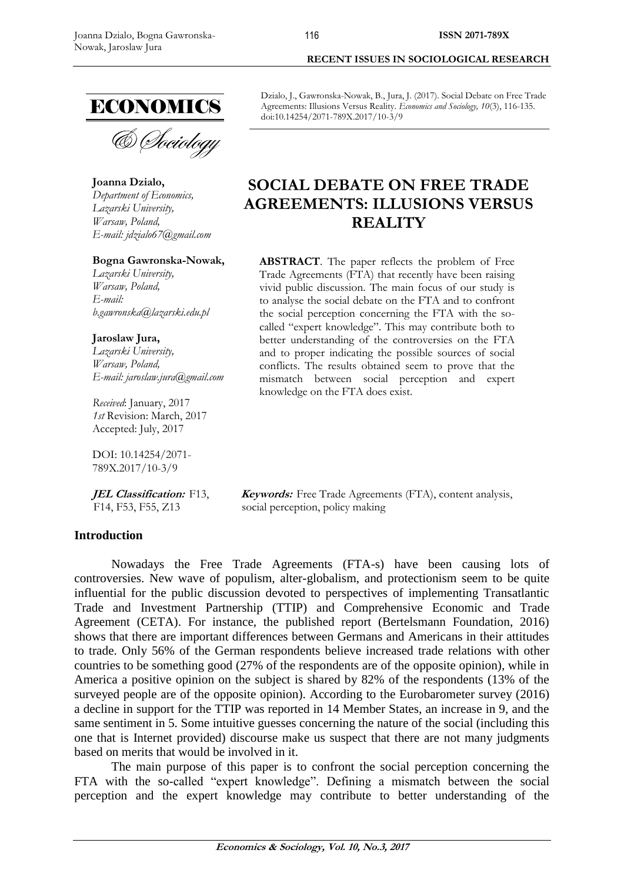Dzialo, J., Gawronska-Nowak, B., Jura, J. (2017). Social Debate on Free Trade Agreements: Illusions Versus Reality. *Economics and Sociology, 10*(3), 116-135. doi:10.14254/2071-789X.2017/10-3/9

**Joanna Dzialo,**
*Department of Economics,*
*Lazarski University,*
*Warsaw, Poland,*
*E-mail: jdzialo67@gmail.com*

**Bogna Gawronska-Nowak,**
*Lazarski University,*
*Warsaw, Poland,*
*E-mail:*
*b.gawronska@lazarski.edu.pl*

**Jaroslaw Jura,**
*Lazarski University,*
*Warsaw, Poland,*
*E-mail: jaroslaw.jura@gmail.com*

*Received*: January, 2017
*1st* Revision: March, 2017
Accepted: July, 2017

DOI: 10.14254/2071-789X.2017/10-3/9

# SOCIAL DEBATE ON FREE TRADE AGREEMENTS: ILLUSIONS VERSUS REALITY

**ABSTRACT**. The paper reflects the problem of Free Trade Agreements (FTA) that recently have been raising vivid public discussion. The main focus of our study is to analyse the social debate on the FTA and to confront the social perception concerning the FTA with the so-called "expert knowledge". This may contribute both to better understanding of the controversies on the FTA and to proper indicating the possible sources of social conflicts. The results obtained seem to prove that the mismatch between social perception and expert knowledge on the FTA does exist.

***JEL Classification:*** F13, F14, F53, F55, Z13

***Keywords:*** Free Trade Agreements (FTA), content analysis, social perception, policy making

## Introduction

Nowadays the Free Trade Agreements (FTA-s) have been causing lots of controversies. New wave of populism, alter-globalism, and protectionism seem to be quite influential for the public discussion devoted to perspectives of implementing Transatlantic Trade and Investment Partnership (TTIP) and Comprehensive Economic and Trade Agreement (CETA). For instance, the published report (Bertelsmann Foundation, 2016) shows that there are important differences between Germans and Americans in their attitudes to trade. Only 56% of the German respondents believe increased trade relations with other countries to be something good (27% of the respondents are of the opposite opinion), while in America a positive opinion on the subject is shared by 82% of the respondents (13% of the surveyed people are of the opposite opinion). According to the Eurobarometer survey (2016) a decline in support for the TTIP was reported in 14 Member States, an increase in 9, and the same sentiment in 5. Some intuitive guesses concerning the nature of the social (including this one that is Internet provided) discourse make us suspect that there are not many judgments based on merits that would be involved in it.

The main purpose of this paper is to confront the social perception concerning the FTA with the so-called "expert knowledge". Defining a mismatch between the social perception and the expert knowledge may contribute to better understanding of the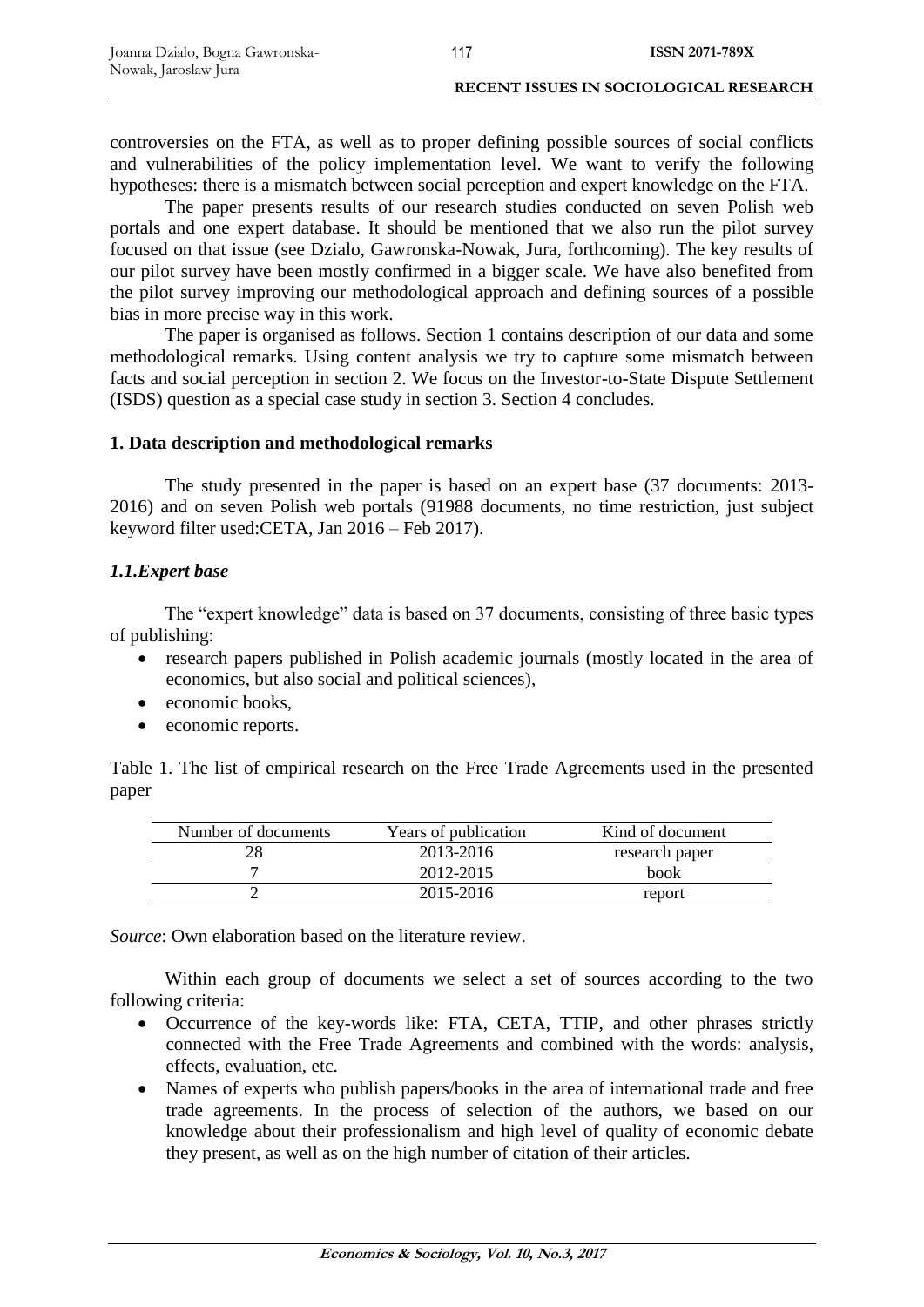controversies on the FTA, as well as to proper defining possible sources of social conflicts and vulnerabilities of the policy implementation level. We want to verify the following hypotheses: there is a mismatch between social perception and expert knowledge on the FTA.

The paper presents results of our research studies conducted on seven Polish web portals and one expert database. It should be mentioned that we also run the pilot survey focused on that issue (see Dzialo, Gawronska-Nowak, Jura, forthcoming). The key results of our pilot survey have been mostly confirmed in a bigger scale. We have also benefited from the pilot survey improving our methodological approach and defining sources of a possible bias in more precise way in this work.

The paper is organised as follows. Section 1 contains description of our data and some methodological remarks. Using content analysis we try to capture some mismatch between facts and social perception in section 2. We focus on the Investor-to-State Dispute Settlement (ISDS) question as a special case study in section 3. Section 4 concludes.

## 1. Data description and methodological remarks

The study presented in the paper is based on an expert base (37 documents: 2013-2016) and on seven Polish web portals (91988 documents, no time restriction, just subject keyword filter used:CETA, Jan 2016 – Feb 2017).

### *1.1.Expert base*

The "expert knowledge" data is based on 37 documents, consisting of three basic types of publishing:

- research papers published in Polish academic journals (mostly located in the area of economics, but also social and political sciences),
- economic books,
- economic reports.

Table 1. The list of empirical research on the Free Trade Agreements used in the presented paper

| Number of documents | Years of publication | Kind of document |
|---|---|---|
| 28 | 2013-2016 | research paper |
| 7 | 2012-2015 | book |
| 2 | 2015-2016 | report |

*Source*: Own elaboration based on the literature review.

Within each group of documents we select a set of sources according to the two following criteria:

- Occurrence of the key-words like: FTA, CETA, TTIP, and other phrases strictly connected with the Free Trade Agreements and combined with the words: analysis, effects, evaluation, etc.
- Names of experts who publish papers/books in the area of international trade and free trade agreements. In the process of selection of the authors, we based on our knowledge about their professionalism and high level of quality of economic debate they present, as well as on the high number of citation of their articles.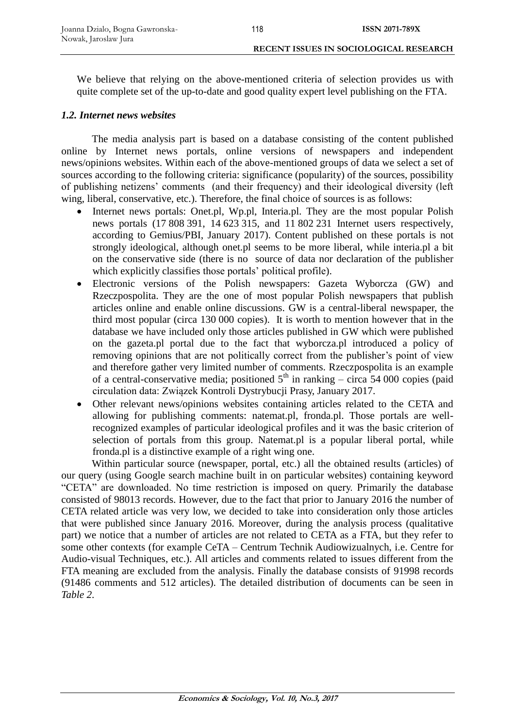We believe that relying on the above-mentioned criteria of selection provides us with quite complete set of the up-to-date and good quality expert level publishing on the FTA.

### *1.2. Internet news websites*

The media analysis part is based on a database consisting of the content published online by Internet news portals, online versions of newspapers and independent news/opinions websites. Within each of the above-mentioned groups of data we select a set of sources according to the following criteria: significance (popularity) of the sources, possibility of publishing netizens' comments (and their frequency) and their ideological diversity (left wing, liberal, conservative, etc.). Therefore, the final choice of sources is as follows:

- Internet news portals: Onet.pl, Wp.pl, Interia.pl. They are the most popular Polish news portals (17 808 391, 14 623 315, and 11 802 231 Internet users respectively, according to Gemius/PBI, January 2017). Content published on these portals is not strongly ideological, although onet.pl seems to be more liberal, while interia.pl a bit on the conservative side (there is no source of data nor declaration of the publisher which explicitly classifies those portals' political profile).
- Electronic versions of the Polish newspapers: Gazeta Wyborcza (GW) and Rzeczpospolita. They are the one of most popular Polish newspapers that publish articles online and enable online discussions. GW is a central-liberal newspaper, the third most popular (circa 130 000 copies). It is worth to mention however that in the database we have included only those articles published in GW which were published on the gazeta.pl portal due to the fact that wyborcza.pl introduced a policy of removing opinions that are not politically correct from the publisher's point of view and therefore gather very limited number of comments. Rzeczpospolita is an example of a central-conservative media; positioned 5$^{th}$ in ranking – circa 54 000 copies (paid circulation data: Związek Kontroli Dystrybucji Prasy, January 2017.
- Other relevant news/opinions websites containing articles related to the CETA and allowing for publishing comments: natemat.pl, fronda.pl. Those portals are well-recognized examples of particular ideological profiles and it was the basic criterion of selection of portals from this group. Natemat.pl is a popular liberal portal, while fronda.pl is a distinctive example of a right wing one.

Within particular source (newspaper, portal, etc.) all the obtained results (articles) of our query (using Google search machine built in on particular websites) containing keyword "CETA" are downloaded. No time restriction is imposed on query. Primarily the database consisted of 98013 records. However, due to the fact that prior to January 2016 the number of CETA related article was very low, we decided to take into consideration only those articles that were published since January 2016. Moreover, during the analysis process (qualitative part) we notice that a number of articles are not related to CETA as a FTA, but they refer to some other contexts (for example CeTA – Centrum Technik Audiowizualnych, i.e. Centre for Audio-visual Techniques, etc.). All articles and comments related to issues different from the FTA meaning are excluded from the analysis. Finally the database consists of 91998 records (91486 comments and 512 articles). The detailed distribution of documents can be seen in *Table 2*.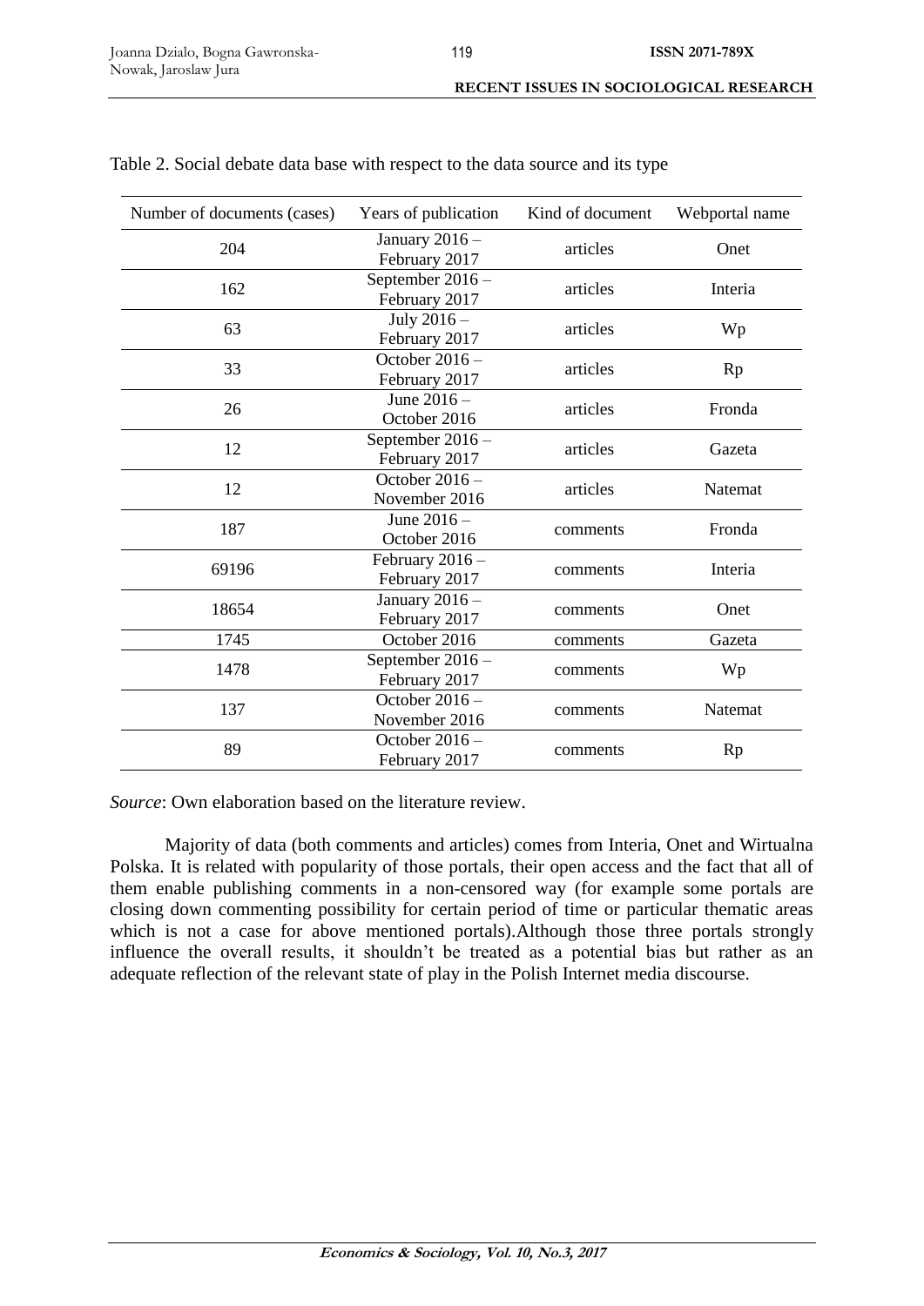Table 2. Social debate data base with respect to the data source and its type

| Number of documents (cases) | Years of publication | Kind of document | Webportal name |
|---|---|---|---|
| 204 | January 2016 – February 2017 | articles | Onet |
| 162 | September 2016 – February 2017 | articles | Interia |
| 63 | July 2016 – February 2017 | articles | Wp |
| 33 | October 2016 – February 2017 | articles | Rp |
| 26 | June 2016 – October 2016 | articles | Fronda |
| 12 | September 2016 – February 2017 | articles | Gazeta |
| 12 | October 2016 – November 2016 | articles | Natemat |
| 187 | June 2016 – October 2016 | comments | Fronda |
| 69196 | February 2016 – February 2017 | comments | Interia |
| 18654 | January 2016 – February 2017 | comments | Onet |
| 1745 | October 2016 | comments | Gazeta |
| 1478 | September 2016 – February 2017 | comments | Wp |
| 137 | October 2016 – November 2016 | comments | Natemat |
| 89 | October 2016 – February 2017 | comments | Rp |

*Source*: Own elaboration based on the literature review.

Majority of data (both comments and articles) comes from Interia, Onet and Wirtualna Polska. It is related with popularity of those portals, their open access and the fact that all of them enable publishing comments in a non-censored way (for example some portals are closing down commenting possibility for certain period of time or particular thematic areas which is not a case for above mentioned portals).Although those three portals strongly influence the overall results, it shouldn't be treated as a potential bias but rather as an adequate reflection of the relevant state of play in the Polish Internet media discourse.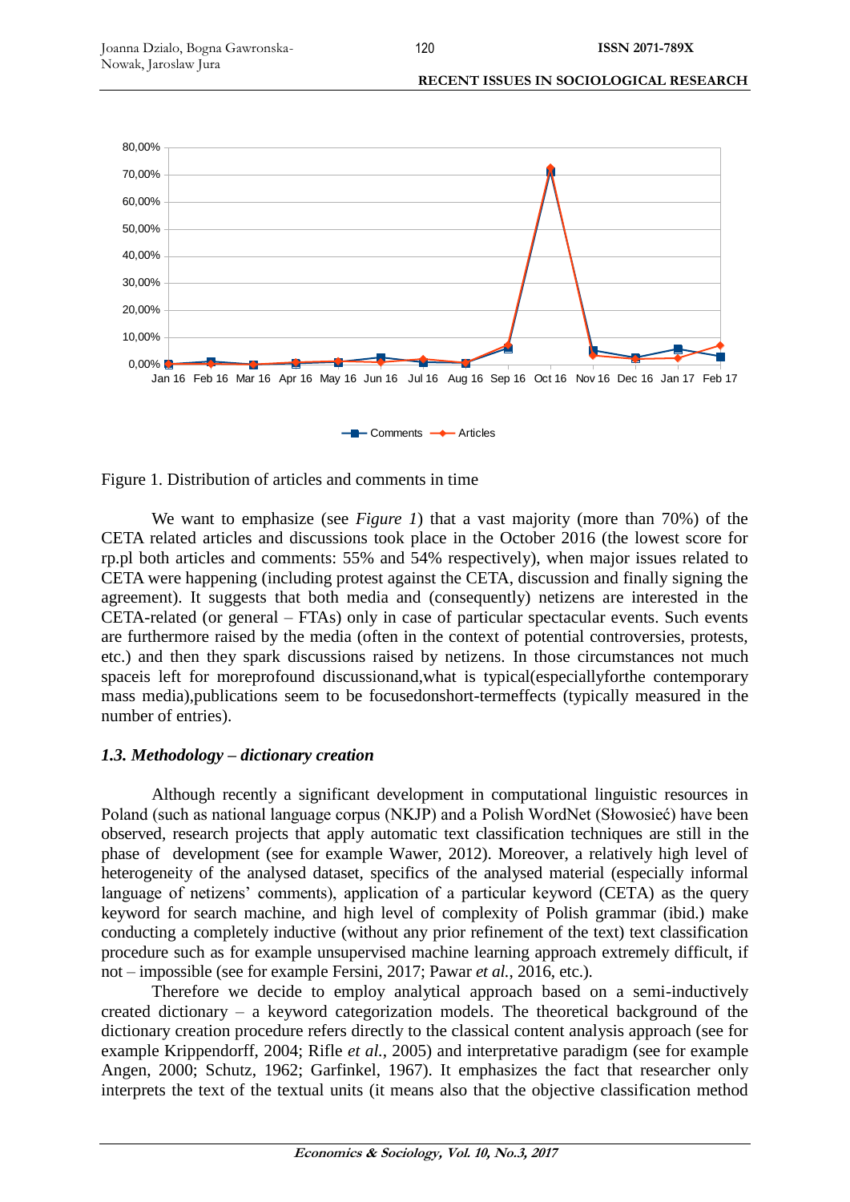Figure 1. Distribution of articles and comments in time

We want to emphasize (see *Figure 1*) that a vast majority (more than 70%) of the CETA related articles and discussions took place in the October 2016 (the lowest score for rp.pl both articles and comments: 55% and 54% respectively), when major issues related to CETA were happening (including protest against the CETA, discussion and finally signing the agreement). It suggests that both media and (consequently) netizens are interested in the CETA-related (or general – FTAs) only in case of particular spectacular events. Such events are furthermore raised by the media (often in the context of potential controversies, protests, etc.) and then they spark discussions raised by netizens. In those circumstances not much spaceis left for moreprofound discussionand,what is typical(especiallyforthe contemporary mass media),publications seem to be focusedonshort-termeffects (typically measured in the number of entries).

### *1.3. Methodology – dictionary creation*

Although recently a significant development in computational linguistic resources in Poland (such as national language corpus (NKJP) and a Polish WordNet (Słowosieć) have been observed, research projects that apply automatic text classification techniques are still in the phase of development (see for example Wawer, 2012). Moreover, a relatively high level of heterogeneity of the analysed dataset, specifics of the analysed material (especially informal language of netizens' comments), application of a particular keyword (CETA) as the query keyword for search machine, and high level of complexity of Polish grammar (ibid.) make conducting a completely inductive (without any prior refinement of the text) text classification procedure such as for example unsupervised machine learning approach extremely difficult, if not – impossible (see for example Fersini, 2017; Pawar *et al.*, 2016, etc.).

Therefore we decide to employ analytical approach based on a semi-inductively created dictionary – a keyword categorization models. The theoretical background of the dictionary creation procedure refers directly to the classical content analysis approach (see for example Krippendorff, 2004; Rifle *et al.*, 2005) and interpretative paradigm (see for example Angen, 2000; Schutz, 1962; Garfinkel, 1967). It emphasizes the fact that researcher only interprets the text of the textual units (it means also that the objective classification method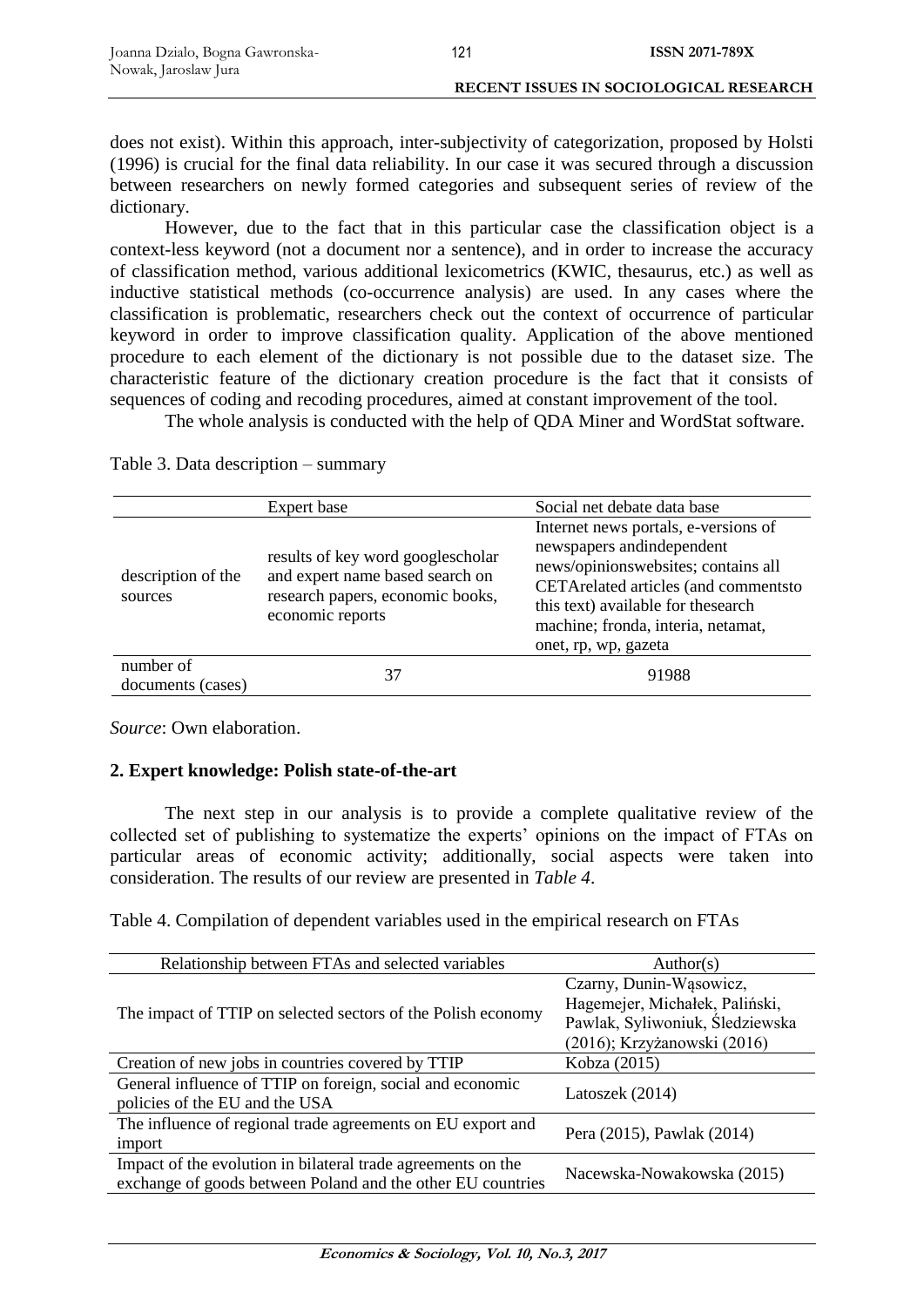does not exist). Within this approach, inter-subjectivity of categorization, proposed by Holsti (1996) is crucial for the final data reliability. In our case it was secured through a discussion between researchers on newly formed categories and subsequent series of review of the dictionary.

However, due to the fact that in this particular case the classification object is a context-less keyword (not a document nor a sentence), and in order to increase the accuracy of classification method, various additional lexicometrics (KWIC, thesaurus, etc.) as well as inductive statistical methods (co-occurrence analysis) are used. In any cases where the classification is problematic, researchers check out the context of occurrence of particular keyword in order to improve classification quality. Application of the above mentioned procedure to each element of the dictionary is not possible due to the dataset size. The characteristic feature of the dictionary creation procedure is the fact that it consists of sequences of coding and recoding procedures, aimed at constant improvement of the tool.

The whole analysis is conducted with the help of QDA Miner and WordStat software.

Table 3. Data description – summary

| | Expert base | Social net debate data base |
|---|---|---|
| description of the sources | results of key word googlescholar and expert name based search on research papers, economic books, economic reports | Internet news portals, e-versions of newspapers andindependent news/opinionswebsites; contains all CETArelated articles (and commentsto this text) available for thesearch machine; fronda, interia, netamat, onet, rp, wp, gazeta |
| number of documents (cases) | 37 | 91988 |

*Source*: Own elaboration.

## 2. Expert knowledge: Polish state-of-the-art

The next step in our analysis is to provide a complete qualitative review of the collected set of publishing to systematize the experts' opinions on the impact of FTAs on particular areas of economic activity; additionally, social aspects were taken into consideration. The results of our review are presented in *Table 4*.

Table 4. Compilation of dependent variables used in the empirical research on FTAs

| Relationship between FTAs and selected variables | Author(s) |
|---|---|
| The impact of TTIP on selected sectors of the Polish economy | Czarny, Dunin-Wąsowicz, Hagemejer, Michałek, Paliński, Pawlak, Syliwoniuk, Śledziewska (2016); Krzyżanowski (2016) |
| Creation of new jobs in countries covered by TTIP | Kobza (2015) |
| General influence of TTIP on foreign, social and economic policies of the EU and the USA | Latoszek (2014) |
| The influence of regional trade agreements on EU export and import | Pera (2015), Pawlak (2014) |
| Impact of the evolution in bilateral trade agreements on the exchange of goods between Poland and the other EU countries | Nacewska-Nowakowska (2015) |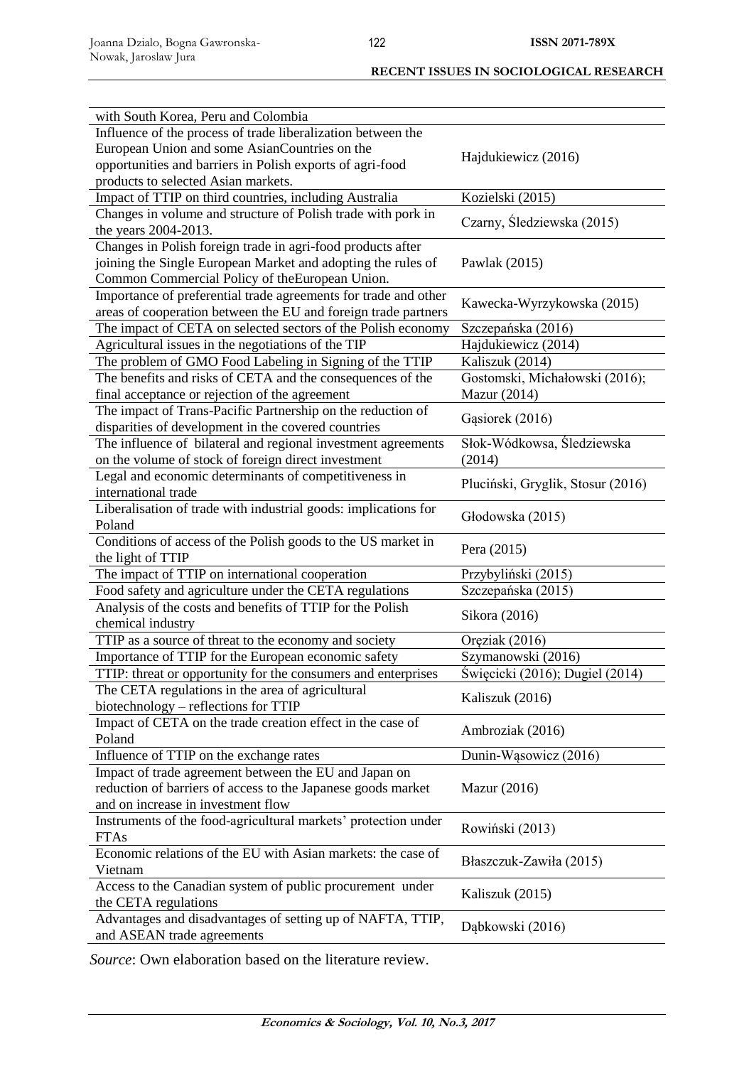| | |
|---|---|
| with South Korea, Peru and Colombia | |
| Influence of the process of trade liberalization between the European Union and some AsianCountries on the opportunities and barriers in Polish exports of agri-food products to selected Asian markets. | Hajdukiewicz (2016) |
| Impact of TTIP on third countries, including Australia | Kozielski (2015) |
| Changes in volume and structure of Polish trade with pork in the years 2004-2013. | Czarny, Śledziewska (2015) |
| Changes in Polish foreign trade in agri-food products after joining the Single European Market and adopting the rules of Common Commercial Policy of theEuropean Union. | Pawlak (2015) |
| Importance of preferential trade agreements for trade and other areas of cooperation between the EU and foreign trade partners | Kawecka-Wyrzykowska (2015) |
| The impact of CETA on selected sectors of the Polish economy | Szczepańska (2016) |
| Agricultural issues in the negotiations of the TIP | Hajdukiewicz (2014) |
| The problem of GMO Food Labeling in Signing of the TTIP | Kaliszuk (2014) |
| The benefits and risks of CETA and the consequences of the final acceptance or rejection of the agreement | Gostomski, Michałowski (2016); Mazur (2014) |
| The impact of Trans-Pacific Partnership on the reduction of disparities of development in the covered countries | Gąsiorek (2016) |
| The influence of bilateral and regional investment agreements on the volume of stock of foreign direct investment | Słok-Wódkowsa, Śledziewska (2014) |
| Legal and economic determinants of competitiveness in international trade | Pluciński, Gryglik, Stosur (2016) |
| Liberalisation of trade with industrial goods: implications for Poland | Głodowska (2015) |
| Conditions of access of the Polish goods to the US market in the light of TTIP | Pera (2015) |
| The impact of TTIP on international cooperation | Przybyliński (2015) |
| Food safety and agriculture under the CETA regulations | Szczepańska (2015) |
| Analysis of the costs and benefits of TTIP for the Polish chemical industry | Sikora (2016) |
| TTIP as a source of threat to the economy and society | Oręziak (2016) |
| Importance of TTIP for the European economic safety | Szymanowski (2016) |
| TTIP: threat or opportunity for the consumers and enterprises | Święcicki (2016); Dugiel (2014) |
| The CETA regulations in the area of agricultural biotechnology – reflections for TTIP | Kaliszuk (2016) |
| Impact of CETA on the trade creation effect in the case of Poland | Ambroziak (2016) |
| Influence of TTIP on the exchange rates | Dunin-Wąsowicz (2016) |
| Impact of trade agreement between the EU and Japan on reduction of barriers of access to the Japanese goods market and on increase in investment flow | Mazur (2016) |
| Instruments of the food-agricultural markets' protection under FTAs | Rowiński (2013) |
| Economic relations of the EU with Asian markets: the case of Vietnam | Błaszczuk-Zawiła (2015) |
| Access to the Canadian system of public procurement under the CETA regulations | Kaliszuk (2015) |
| Advantages and disadvantages of setting up of NAFTA, TTIP, and ASEAN trade agreements | Dąbkowski (2016) |

*Source*: Own elaboration based on the literature review.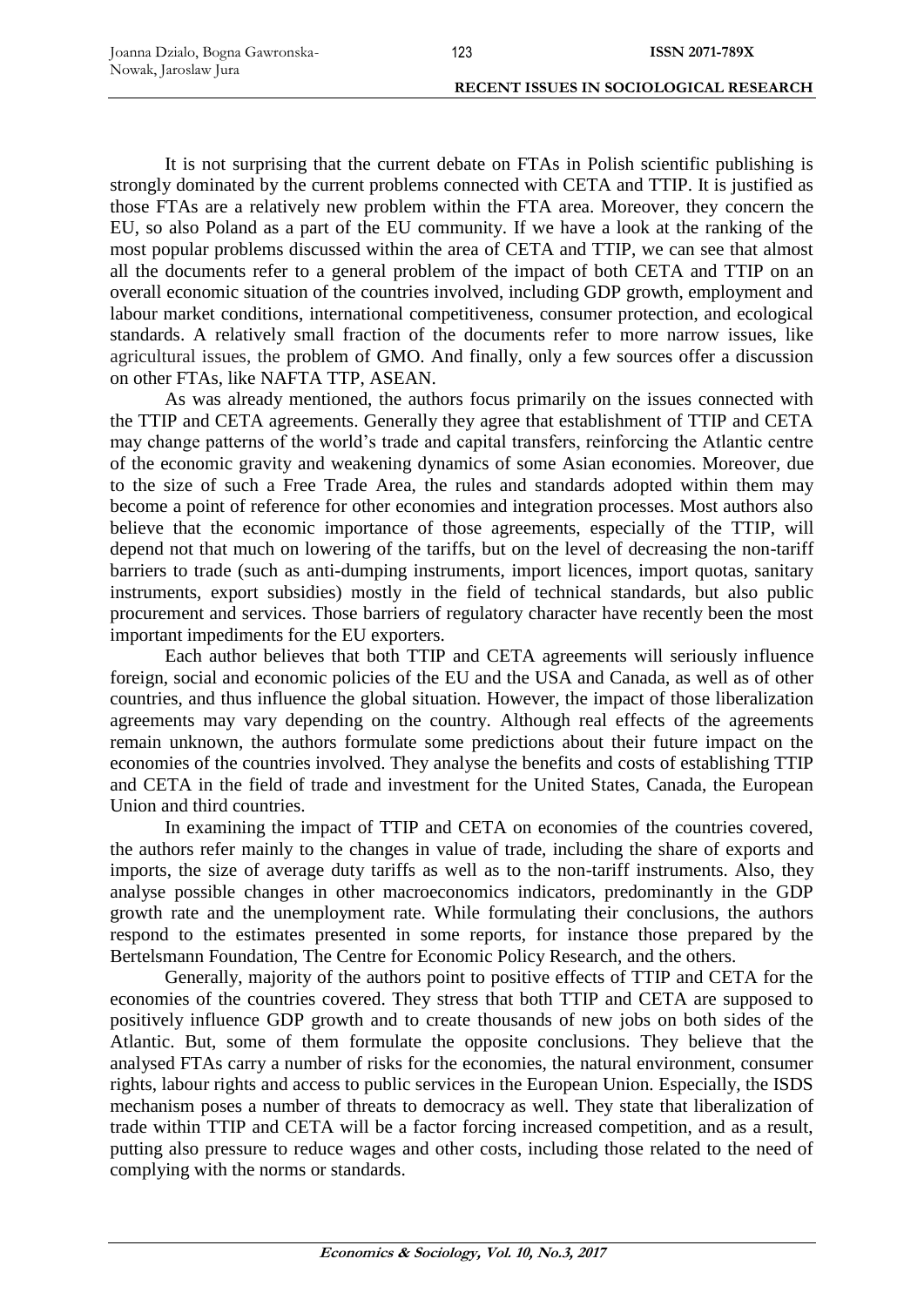It is not surprising that the current debate on FTAs in Polish scientific publishing is strongly dominated by the current problems connected with CETA and TTIP. It is justified as those FTAs are a relatively new problem within the FTA area. Moreover, they concern the EU, so also Poland as a part of the EU community. If we have a look at the ranking of the most popular problems discussed within the area of CETA and TTIP, we can see that almost all the documents refer to a general problem of the impact of both CETA and TTIP on an overall economic situation of the countries involved, including GDP growth, employment and labour market conditions, international competitiveness, consumer protection, and ecological standards. A relatively small fraction of the documents refer to more narrow issues, like agricultural issues, the problem of GMO. And finally, only a few sources offer a discussion on other FTAs, like NAFTA TTP, ASEAN.

As was already mentioned, the authors focus primarily on the issues connected with the TTIP and CETA agreements. Generally they agree that establishment of TTIP and CETA may change patterns of the world's trade and capital transfers, reinforcing the Atlantic centre of the economic gravity and weakening dynamics of some Asian economies. Moreover, due to the size of such a Free Trade Area, the rules and standards adopted within them may become a point of reference for other economies and integration processes. Most authors also believe that the economic importance of those agreements, especially of the TTIP, will depend not that much on lowering of the tariffs, but on the level of decreasing the non-tariff barriers to trade (such as anti-dumping instruments, import licences, import quotas, sanitary instruments, export subsidies) mostly in the field of technical standards, but also public procurement and services. Those barriers of regulatory character have recently been the most important impediments for the EU exporters.

Each author believes that both TTIP and CETA agreements will seriously influence foreign, social and economic policies of the EU and the USA and Canada, as well as of other countries, and thus influence the global situation. However, the impact of those liberalization agreements may vary depending on the country. Although real effects of the agreements remain unknown, the authors formulate some predictions about their future impact on the economies of the countries involved. They analyse the benefits and costs of establishing TTIP and CETA in the field of trade and investment for the United States, Canada, the European Union and third countries.

In examining the impact of TTIP and CETA on economies of the countries covered, the authors refer mainly to the changes in value of trade, including the share of exports and imports, the size of average duty tariffs as well as to the non-tariff instruments. Also, they analyse possible changes in other macroeconomics indicators, predominantly in the GDP growth rate and the unemployment rate. While formulating their conclusions, the authors respond to the estimates presented in some reports, for instance those prepared by the Bertelsmann Foundation, The Centre for Economic Policy Research, and the others.

Generally, majority of the authors point to positive effects of TTIP and CETA for the economies of the countries covered. They stress that both TTIP and CETA are supposed to positively influence GDP growth and to create thousands of new jobs on both sides of the Atlantic. But, some of them formulate the opposite conclusions. They believe that the analysed FTAs carry a number of risks for the economies, the natural environment, consumer rights, labour rights and access to public services in the European Union. Especially, the ISDS mechanism poses a number of threats to democracy as well. They state that liberalization of trade within TTIP and CETA will be a factor forcing increased competition, and as a result, putting also pressure to reduce wages and other costs, including those related to the need of complying with the norms or standards.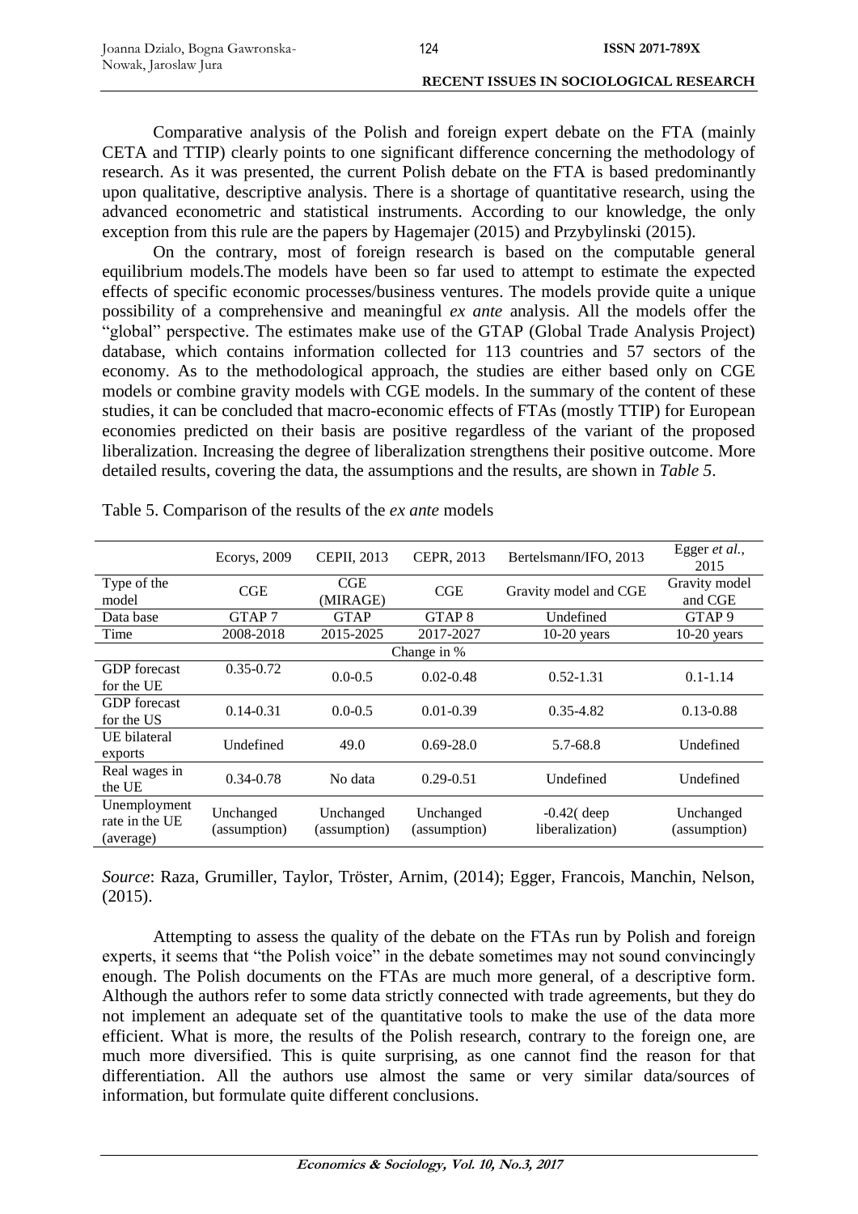Comparative analysis of the Polish and foreign expert debate on the FTA (mainly CETA and TTIP) clearly points to one significant difference concerning the methodology of research. As it was presented, the current Polish debate on the FTA is based predominantly upon qualitative, descriptive analysis. There is a shortage of quantitative research, using the advanced econometric and statistical instruments. According to our knowledge, the only exception from this rule are the papers by Hagemajer (2015) and Przybylinski (2015).

On the contrary, most of foreign research is based on the computable general equilibrium models.The models have been so far used to attempt to estimate the expected effects of specific economic processes/business ventures. The models provide quite a unique possibility of a comprehensive and meaningful *ex ante* analysis. All the models offer the "global" perspective. The estimates make use of the GTAP (Global Trade Analysis Project) database, which contains information collected for 113 countries and 57 sectors of the economy. As to the methodological approach, the studies are either based only on CGE models or combine gravity models with CGE models. In the summary of the content of these studies, it can be concluded that macro-economic effects of FTAs (mostly TTIP) for European economies predicted on their basis are positive regardless of the variant of the proposed liberalization. Increasing the degree of liberalization strengthens their positive outcome. More detailed results, covering the data, the assumptions and the results, are shown in *Table 5*.

Table 5. Comparison of the results of the *ex ante* models

| | Ecorys, 2009 | CEPII, 2013 | CEPR, 2013 | Bertelsmann/IFO, 2013 | Egger *et al.*, 2015 |
|---|---|---|---|---|---|
| Type of the model | CGE | CGE (MIRAGE) | CGE | Gravity model and CGE | Gravity model and CGE |
| Data base | GTAP 7 | GTAP | GTAP 8 | Undefined | GTAP 9 |
| Time | 2008-2018 | 2015-2025 | 2017-2027 | 10-20 years | 10-20 years |
| | | | Change in % | | |
| GDP forecast for the UE | 0.35-0.72 | 0.0-0.5 | 0.02-0.48 | 0.52-1.31 | 0.1-1.14 |
| GDP forecast for the US | 0.14-0.31 | 0.0-0.5 | 0.01-0.39 | 0.35-4.82 | 0.13-0.88 |
| UE bilateral exports | Undefined | 49.0 | 0.69-28.0 | 5.7-68.8 | Undefined |
| Real wages in the UE | 0.34-0.78 | No data | 0.29-0.51 | Undefined | Undefined |
| Unemployment rate in the UE (average) | Unchanged (assumption) | Unchanged (assumption) | Unchanged (assumption) | -0.42( deep liberalization) | Unchanged (assumption) |

*Source*: Raza, Grumiller, Taylor, Tröster, Arnim, (2014); Egger, Francois, Manchin, Nelson, (2015).

Attempting to assess the quality of the debate on the FTAs run by Polish and foreign experts, it seems that "the Polish voice" in the debate sometimes may not sound convincingly enough. The Polish documents on the FTAs are much more general, of a descriptive form. Although the authors refer to some data strictly connected with trade agreements, but they do not implement an adequate set of the quantitative tools to make the use of the data more efficient. What is more, the results of the Polish research, contrary to the foreign one, are much more diversified. This is quite surprising, as one cannot find the reason for that differentiation. All the authors use almost the same or very similar data/sources of information, but formulate quite different conclusions.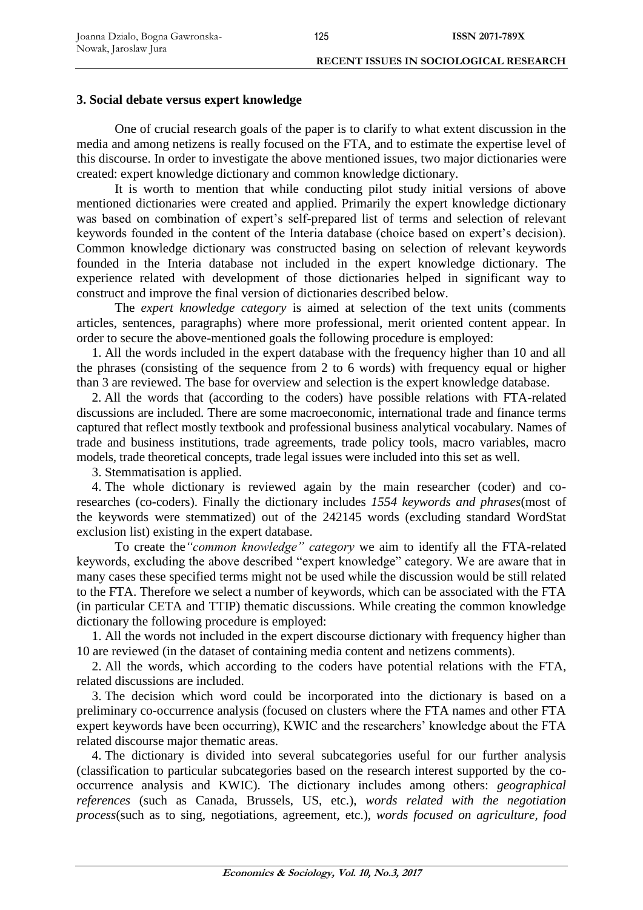## 3. Social debate versus expert knowledge

One of crucial research goals of the paper is to clarify to what extent discussion in the media and among netizens is really focused on the FTA, and to estimate the expertise level of this discourse. In order to investigate the above mentioned issues, two major dictionaries were created: expert knowledge dictionary and common knowledge dictionary.

It is worth to mention that while conducting pilot study initial versions of above mentioned dictionaries were created and applied. Primarily the expert knowledge dictionary was based on combination of expert's self-prepared list of terms and selection of relevant keywords founded in the content of the Interia database (choice based on expert's decision). Common knowledge dictionary was constructed basing on selection of relevant keywords founded in the Interia database not included in the expert knowledge dictionary. The experience related with development of those dictionaries helped in significant way to construct and improve the final version of dictionaries described below.

The *expert knowledge category* is aimed at selection of the text units (comments articles, sentences, paragraphs) where more professional, merit oriented content appear. In order to secure the above-mentioned goals the following procedure is employed:

1. All the words included in the expert database with the frequency higher than 10 and all the phrases (consisting of the sequence from 2 to 6 words) with frequency equal or higher than 3 are reviewed. The base for overview and selection is the expert knowledge database.
2. All the words that (according to the coders) have possible relations with FTA-related discussions are included. There are some macroeconomic, international trade and finance terms captured that reflect mostly textbook and professional business analytical vocabulary. Names of trade and business institutions, trade agreements, trade policy tools, macro variables, macro models, trade theoretical concepts, trade legal issues were included into this set as well.
3. Stemmatisation is applied.
4. The whole dictionary is reviewed again by the main researcher (coder) and co-researches (co-coders). Finally the dictionary includes *1554 keywords and phrases*(most of the keywords were stemmatized) out of the 242145 words (excluding standard WordStat exclusion list) existing in the expert database.

To create the*"common knowledge" category* we aim to identify all the FTA-related keywords, excluding the above described "expert knowledge" category. We are aware that in many cases these specified terms might not be used while the discussion would be still related to the FTA. Therefore we select a number of keywords, which can be associated with the FTA (in particular CETA and TTIP) thematic discussions. While creating the common knowledge dictionary the following procedure is employed:

1. All the words not included in the expert discourse dictionary with frequency higher than 10 are reviewed (in the dataset of containing media content and netizens comments).
2. All the words, which according to the coders have potential relations with the FTA, related discussions are included.
3. The decision which word could be incorporated into the dictionary is based on a preliminary co-occurrence analysis (focused on clusters where the FTA names and other FTA expert keywords have been occurring), KWIC and the researchers' knowledge about the FTA related discourse major thematic areas.
4. The dictionary is divided into several subcategories useful for our further analysis (classification to particular subcategories based on the research interest supported by the co-occurrence analysis and KWIC). The dictionary includes among others: *geographical references* (such as Canada, Brussels, US, etc.), *words related with the negotiation process*(such as to sing, negotiations, agreement, etc.), *words focused on agriculture, food*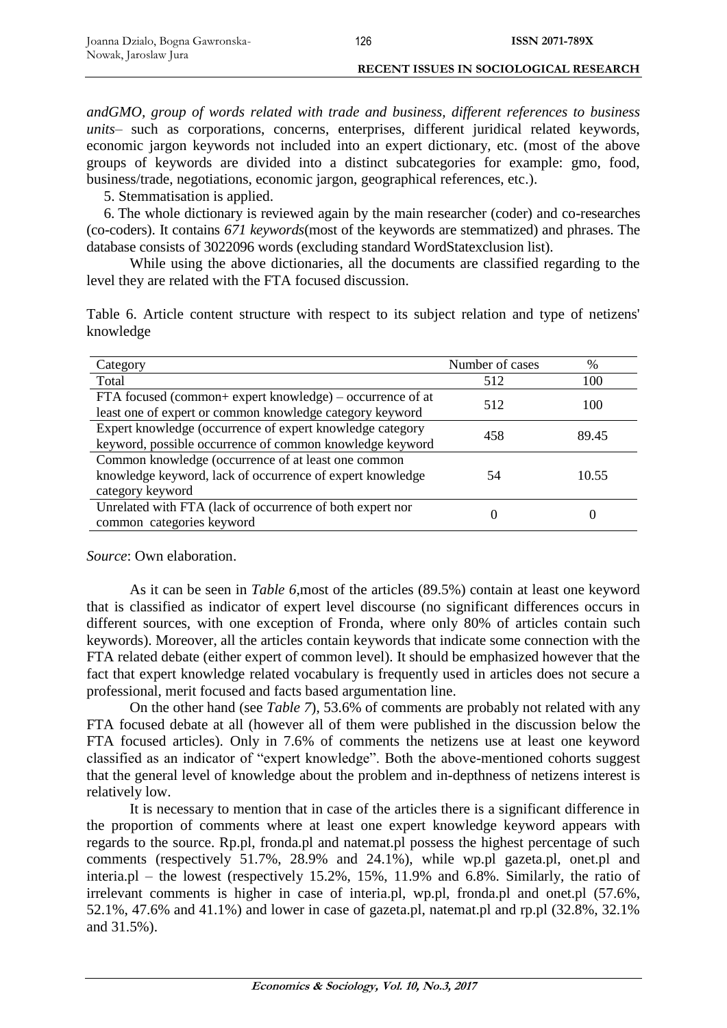*andGMO, group of words related with trade and business, different references to business units*– such as corporations, concerns, enterprises, different juridical related keywords, economic jargon keywords not included into an expert dictionary, etc. (most of the above groups of keywords are divided into a distinct subcategories for example: gmo, food, business/trade, negotiations, economic jargon, geographical references, etc.).

5. Stemmatisation is applied.

6. The whole dictionary is reviewed again by the main researcher (coder) and co-researches (co-coders). It contains *671 keywords*(most of the keywords are stemmatized) and phrases. The database consists of 3022096 words (excluding standard WordStatexclusion list).

While using the above dictionaries, all the documents are classified regarding to the level they are related with the FTA focused discussion.

Table 6. Article content structure with respect to its subject relation and type of netizens' knowledge

| Category | Number of cases | % |
|---|---|---|
| Total | 512 | 100 |
| FTA focused (common+ expert knowledge) – occurrence of at least one of expert or common knowledge category keyword | 512 | 100 |
| Expert knowledge (occurrence of expert knowledge category keyword, possible occurrence of common knowledge keyword | 458 | 89.45 |
| Common knowledge (occurrence of at least one common knowledge keyword, lack of occurrence of expert knowledge category keyword | 54 | 10.55 |
| Unrelated with FTA (lack of occurrence of both expert nor common categories keyword | 0 | 0 |

*Source*: Own elaboration.

As it can be seen in *Table 6*,most of the articles (89.5%) contain at least one keyword that is classified as indicator of expert level discourse (no significant differences occurs in different sources, with one exception of Fronda, where only 80% of articles contain such keywords). Moreover, all the articles contain keywords that indicate some connection with the FTA related debate (either expert of common level). It should be emphasized however that the fact that expert knowledge related vocabulary is frequently used in articles does not secure a professional, merit focused and facts based argumentation line.

On the other hand (see *Table 7*), 53.6% of comments are probably not related with any FTA focused debate at all (however all of them were published in the discussion below the FTA focused articles). Only in 7.6% of comments the netizens use at least one keyword classified as an indicator of "expert knowledge". Both the above-mentioned cohorts suggest that the general level of knowledge about the problem and in-depthness of netizens interest is relatively low.

It is necessary to mention that in case of the articles there is a significant difference in the proportion of comments where at least one expert knowledge keyword appears with regards to the source. Rp.pl, fronda.pl and natemat.pl possess the highest percentage of such comments (respectively 51.7%, 28.9% and 24.1%), while wp.pl gazeta.pl, onet.pl and interia.pl – the lowest (respectively 15.2%, 15%, 11.9% and 6.8%. Similarly, the ratio of irrelevant comments is higher in case of interia.pl, wp.pl, fronda.pl and onet.pl (57.6%, 52.1%, 47.6% and 41.1%) and lower in case of gazeta.pl, natemat.pl and rp.pl (32.8%, 32.1% and 31.5%).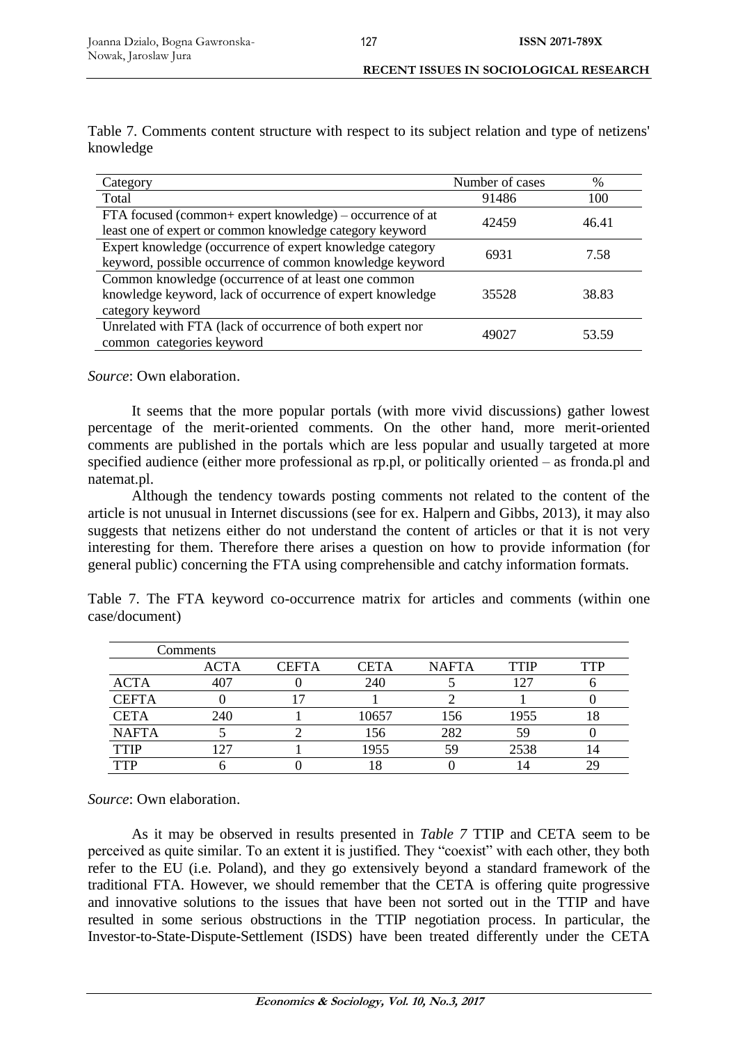Table 7. Comments content structure with respect to its subject relation and type of netizens' knowledge

| Category | Number of cases | % |
|---|---|---|
| Total | 91486 | 100 |
| FTA focused (common+ expert knowledge) – occurrence of at least one of expert or common knowledge category keyword | 42459 | 46.41 |
| Expert knowledge (occurrence of expert knowledge category keyword, possible occurrence of common knowledge keyword | 6931 | 7.58 |
| Common knowledge (occurrence of at least one common knowledge keyword, lack of occurrence of expert knowledge category keyword | 35528 | 38.83 |
| Unrelated with FTA (lack of occurrence of both expert nor common categories keyword | 49027 | 53.59 |

*Source*: Own elaboration.

It seems that the more popular portals (with more vivid discussions) gather lowest percentage of the merit-oriented comments. On the other hand, more merit-oriented comments are published in the portals which are less popular and usually targeted at more specified audience (either more professional as rp.pl, or politically oriented – as fronda.pl and natemat.pl.

Although the tendency towards posting comments not related to the content of the article is not unusual in Internet discussions (see for ex. Halpern and Gibbs, 2013), it may also suggests that netizens either do not understand the content of articles or that it is not very interesting for them. Therefore there arises a question on how to provide information (for general public) concerning the FTA using comprehensible and catchy information formats.

Table 7. The FTA keyword co-occurrence matrix for articles and comments (within one case/document)

| Comments | | | | | | |
|---|---|---|---|---|---|---|
| | ACTA | CEFTA | CETA | NAFTA | TTIP | TTP |
| ACTA | 407 | 0 | 240 | 5 | 127 | 6 |
| CEFTA | 0 | 17 | 1 | 2 | 1 | 0 |
| CETA | 240 | 1 | 10657 | 156 | 1955 | 18 |
| NAFTA | 5 | 2 | 156 | 282 | 59 | 0 |
| TTIP | 127 | 1 | 1955 | 59 | 2538 | 14 |
| TTP | 6 | 0 | 18 | 0 | 14 | 29 |

*Source*: Own elaboration.

As it may be observed in results presented in *Table 7* TTIP and CETA seem to be perceived as quite similar. To an extent it is justified. They "coexist" with each other, they both refer to the EU (i.e. Poland), and they go extensively beyond a standard framework of the traditional FTA. However, we should remember that the CETA is offering quite progressive and innovative solutions to the issues that have been not sorted out in the TTIP and have resulted in some serious obstructions in the TTIP negotiation process. In particular, the Investor-to-State-Dispute-Settlement (ISDS) have been treated differently under the CETA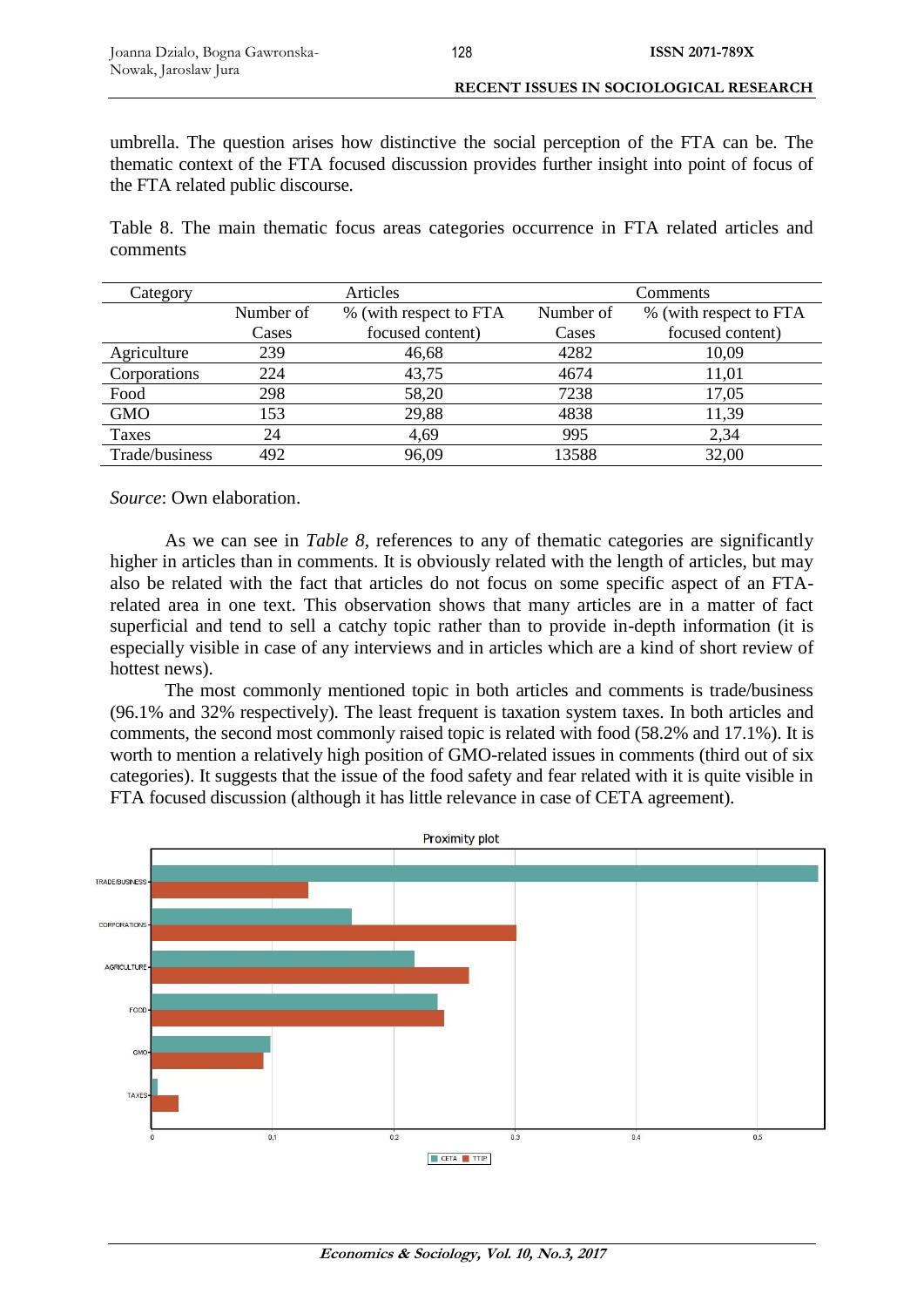umbrella. The question arises how distinctive the social perception of the FTA can be. The thematic context of the FTA focused discussion provides further insight into point of focus of the FTA related public discourse.

Table 8. The main thematic focus areas categories occurrence in FTA related articles and comments

| Category | Articles | | Comments | |
|---|---|---|---|---|
| | Number of Cases | % (with respect to FTA focused content) | Number of Cases | % (with respect to FTA focused content) |
| Agriculture | 239 | 46,68 | 4282 | 10,09 |
| Corporations | 224 | 43,75 | 4674 | 11,01 |
| Food | 298 | 58,20 | 7238 | 17,05 |
| GMO | 153 | 29,88 | 4838 | 11,39 |
| Taxes | 24 | 4,69 | 995 | 2,34 |
| Trade/business | 492 | 96,09 | 13588 | 32,00 |

*Source*: Own elaboration.

As we can see in *Table 8*, references to any of thematic categories are significantly higher in articles than in comments. It is obviously related with the length of articles, but may also be related with the fact that articles do not focus on some specific aspect of an FTA-related area in one text. This observation shows that many articles are in a matter of fact superficial and tend to sell a catchy topic rather than to provide in-depth information (it is especially visible in case of any interviews and in articles which are a kind of short review of hottest news).

The most commonly mentioned topic in both articles and comments is trade/business (96.1% and 32% respectively). The least frequent is taxation system taxes. In both articles and comments, the second most commonly raised topic is related with food (58.2% and 17.1%). It is worth to mention a relatively high position of GMO-related issues in comments (third out of six categories). It suggests that the issue of the food safety and fear related with it is quite visible in FTA focused discussion (although it has little relevance in case of CETA agreement).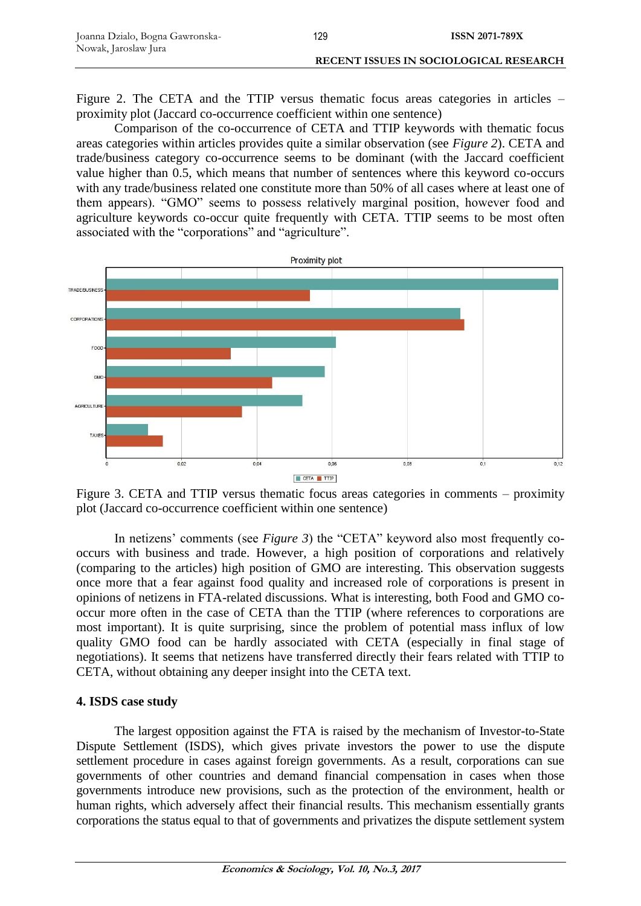Figure 2. The CETA and the TTIP versus thematic focus areas categories in articles – proximity plot (Jaccard co-occurrence coefficient within one sentence)

Comparison of the co-occurrence of CETA and TTIP keywords with thematic focus areas categories within articles provides quite a similar observation (see *Figure 2*). CETA and trade/business category co-occurrence seems to be dominant (with the Jaccard coefficient value higher than 0.5, which means that number of sentences where this keyword co-occurs with any trade/business related one constitute more than 50% of all cases where at least one of them appears). "GMO" seems to possess relatively marginal position, however food and agriculture keywords co-occur quite frequently with CETA. TTIP seems to be most often associated with the "corporations" and "agriculture".

Figure 3. CETA and TTIP versus thematic focus areas categories in comments – proximity plot (Jaccard co-occurrence coefficient within one sentence)

In netizens' comments (see *Figure 3*) the "CETA" keyword also most frequently co-occurs with business and trade. However, a high position of corporations and relatively (comparing to the articles) high position of GMO are interesting. This observation suggests once more that a fear against food quality and increased role of corporations is present in opinions of netizens in FTA-related discussions. What is interesting, both Food and GMO co-occur more often in the case of CETA than the TTIP (where references to corporations are most important). It is quite surprising, since the problem of potential mass influx of low quality GMO food can be hardly associated with CETA (especially in final stage of negotiations). It seems that netizens have transferred directly their fears related with TTIP to CETA, without obtaining any deeper insight into the CETA text.

## 4. ISDS case study

The largest opposition against the FTA is raised by the mechanism of Investor-to-State Dispute Settlement (ISDS), which gives private investors the power to use the dispute settlement procedure in cases against foreign governments. As a result, corporations can sue governments of other countries and demand financial compensation in cases when those governments introduce new provisions, such as the protection of the environment, health or human rights, which adversely affect their financial results. This mechanism essentially grants corporations the status equal to that of governments and privatizes the dispute settlement system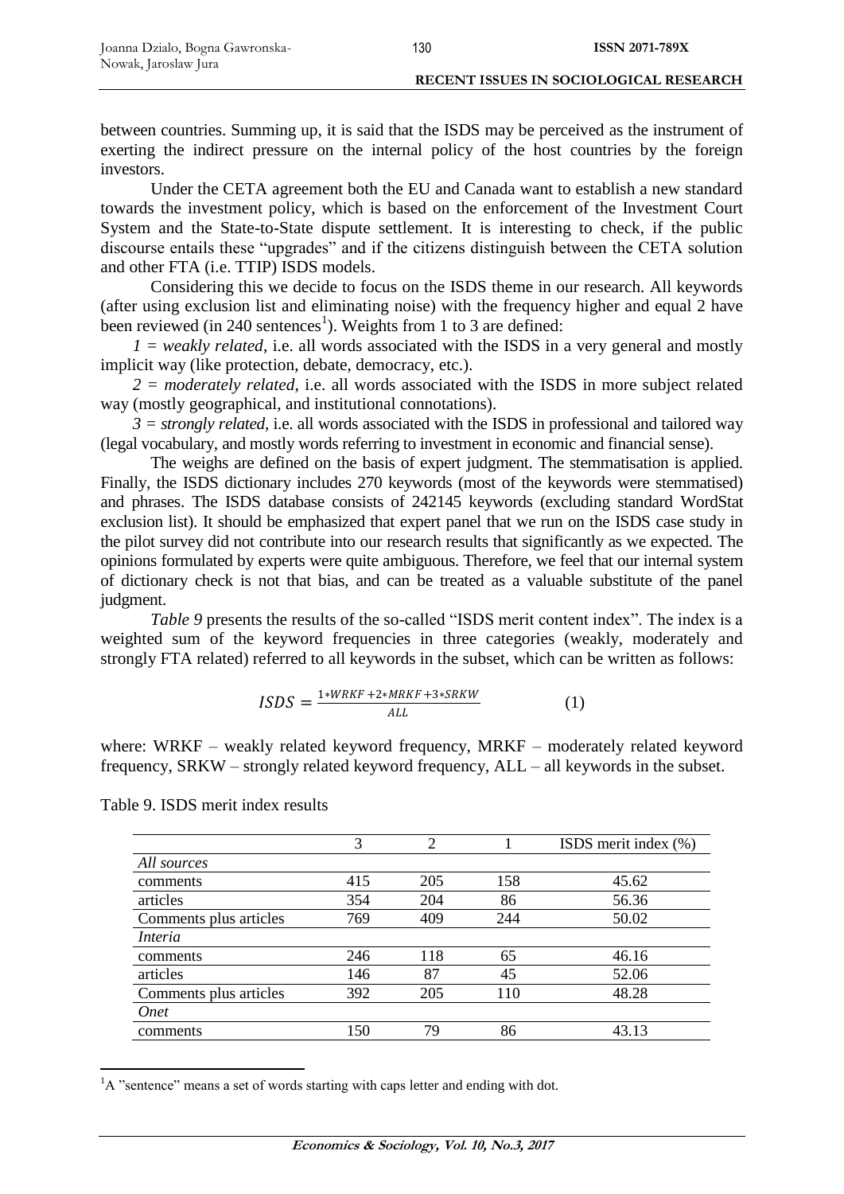between countries. Summing up, it is said that the ISDS may be perceived as the instrument of exerting the indirect pressure on the internal policy of the host countries by the foreign investors.

Under the CETA agreement both the EU and Canada want to establish a new standard towards the investment policy, which is based on the enforcement of the Investment Court System and the State-to-State dispute settlement. It is interesting to check, if the public discourse entails these "upgrades" and if the citizens distinguish between the CETA solution and other FTA (i.e. TTIP) ISDS models.

Considering this we decide to focus on the ISDS theme in our research. All keywords (after using exclusion list and eliminating noise) with the frequency higher and equal 2 have been reviewed (in 240 sentences[1]). Weights from 1 to 3 are defined:

*1 = weakly related*, i.e. all words associated with the ISDS in a very general and mostly implicit way (like protection, debate, democracy, etc.).

*2 = moderately related*, i.e. all words associated with the ISDS in more subject related way (mostly geographical, and institutional connotations).

*3 = strongly related*, i.e. all words associated with the ISDS in professional and tailored way (legal vocabulary, and mostly words referring to investment in economic and financial sense).

The weighs are defined on the basis of expert judgment. The stemmatisation is applied. Finally, the ISDS dictionary includes 270 keywords (most of the keywords were stemmatised) and phrases. The ISDS database consists of 242145 keywords (excluding standard WordStat exclusion list). It should be emphasized that expert panel that we run on the ISDS case study in the pilot survey did not contribute into our research results that significantly as we expected. The opinions formulated by experts were quite ambiguous. Therefore, we feel that our internal system of dictionary check is not that bias, and can be treated as a valuable substitute of the panel judgment.

*Table 9* presents the results of the so-called "ISDS merit content index". The index is a weighted sum of the keyword frequencies in three categories (weakly, moderately and strongly FTA related) referred to all keywords in the subset, which can be written as follows:

$$ISDS = \frac{1*WRKF + 2*MRKF + 3*SRKW}{ALL} \qquad (1)$$

where: WRKF – weakly related keyword frequency, MRKF – moderately related keyword frequency, SRKW – strongly related keyword frequency, ALL – all keywords in the subset.

Table 9. ISDS merit index results

| | 3 | 2 | 1 | ISDS merit index (%) |
|---|---|---|---|---|
| *All sources* | | | | |
| comments | 415 | 205 | 158 | 45.62 |
| articles | 354 | 204 | 86 | 56.36 |
| Comments plus articles | 769 | 409 | 244 | 50.02 |
| *Interia* | | | | |
| comments | 246 | 118 | 65 | 46.16 |
| articles | 146 | 87 | 45 | 52.06 |
| Comments plus articles | 392 | 205 | 110 | 48.28 |
| *Onet* | | | | |
| comments | 150 | 79 | 86 | 43.13 |

[1] A "sentence" means a set of words starting with caps letter and ending with dot.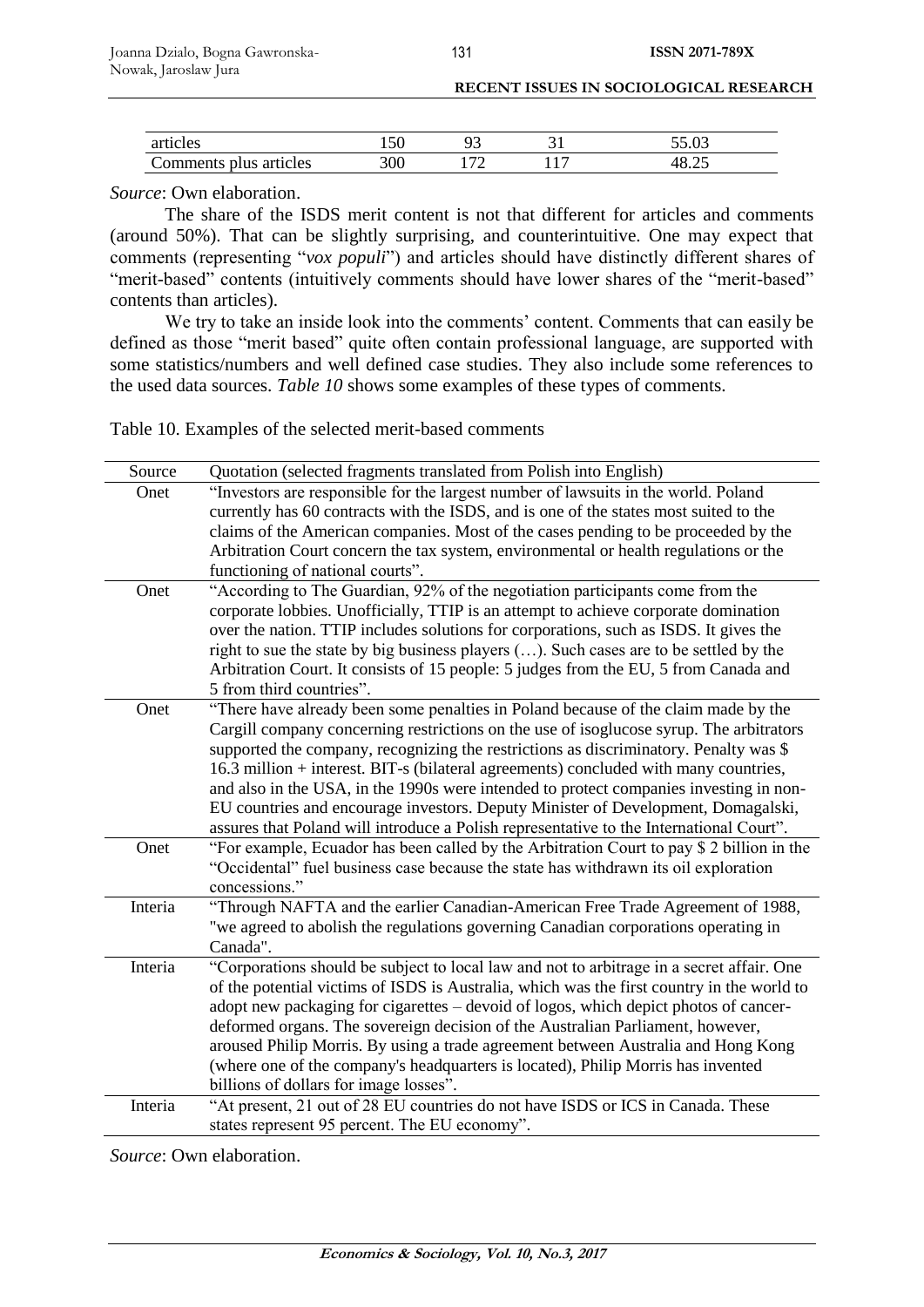| articles | 150 | 93 | 31 | 55.03 |
|---|---|---|---|---|
| Comments plus articles | 300 | 172 | 117 | 48.25 |

*Source*: Own elaboration.

The share of the ISDS merit content is not that different for articles and comments (around 50%). That can be slightly surprising, and counterintuitive. One may expect that comments (representing "*vox populi*") and articles should have distinctly different shares of "merit-based" contents (intuitively comments should have lower shares of the "merit-based" contents than articles).

We try to take an inside look into the comments' content. Comments that can easily be defined as those "merit based" quite often contain professional language, are supported with some statistics/numbers and well defined case studies. They also include some references to the used data sources. *Table 10* shows some examples of these types of comments.

Table 10. Examples of the selected merit-based comments

| Source | Quotation (selected fragments translated from Polish into English) |
|---|---|
| Onet | "Investors are responsible for the largest number of lawsuits in the world. Poland currently has 60 contracts with the ISDS, and is one of the states most suited to the claims of the American companies. Most of the cases pending to be proceeded by the Arbitration Court concern the tax system, environmental or health regulations or the functioning of national courts". |
| Onet | "According to The Guardian, 92% of the negotiation participants come from the corporate lobbies. Unofficially, TTIP is an attempt to achieve corporate domination over the nation. TTIP includes solutions for corporations, such as ISDS. It gives the right to sue the state by big business players (…). Such cases are to be settled by the Arbitration Court. It consists of 15 people: 5 judges from the EU, 5 from Canada and 5 from third countries". |
| Onet | "There have already been some penalties in Poland because of the claim made by the Cargill company concerning restrictions on the use of isoglucose syrup. The arbitrators supported the company, recognizing the restrictions as discriminatory. Penalty was $ 16.3 million + interest. BIT-s (bilateral agreements) concluded with many countries, and also in the USA, in the 1990s were intended to protect companies investing in non-EU countries and encourage investors. Deputy Minister of Development, Domagalski, assures that Poland will introduce a Polish representative to the International Court". |
| Onet | "For example, Ecuador has been called by the Arbitration Court to pay $ 2 billion in the "Occidental" fuel business case because the state has withdrawn its oil exploration concessions." |
| Interia | "Through NAFTA and the earlier Canadian-American Free Trade Agreement of 1988, "we agreed to abolish the regulations governing Canadian corporations operating in Canada". |
| Interia | "Corporations should be subject to local law and not to arbitrage in a secret affair. One of the potential victims of ISDS is Australia, which was the first country in the world to adopt new packaging for cigarettes – devoid of logos, which depict photos of cancer-deformed organs. The sovereign decision of the Australian Parliament, however, aroused Philip Morris. By using a trade agreement between Australia and Hong Kong (where one of the company's headquarters is located), Philip Morris has invented billions of dollars for image losses". |
| Interia | "At present, 21 out of 28 EU countries do not have ISDS or ICS in Canada. These states represent 95 percent. The EU economy". |

*Source*: Own elaboration.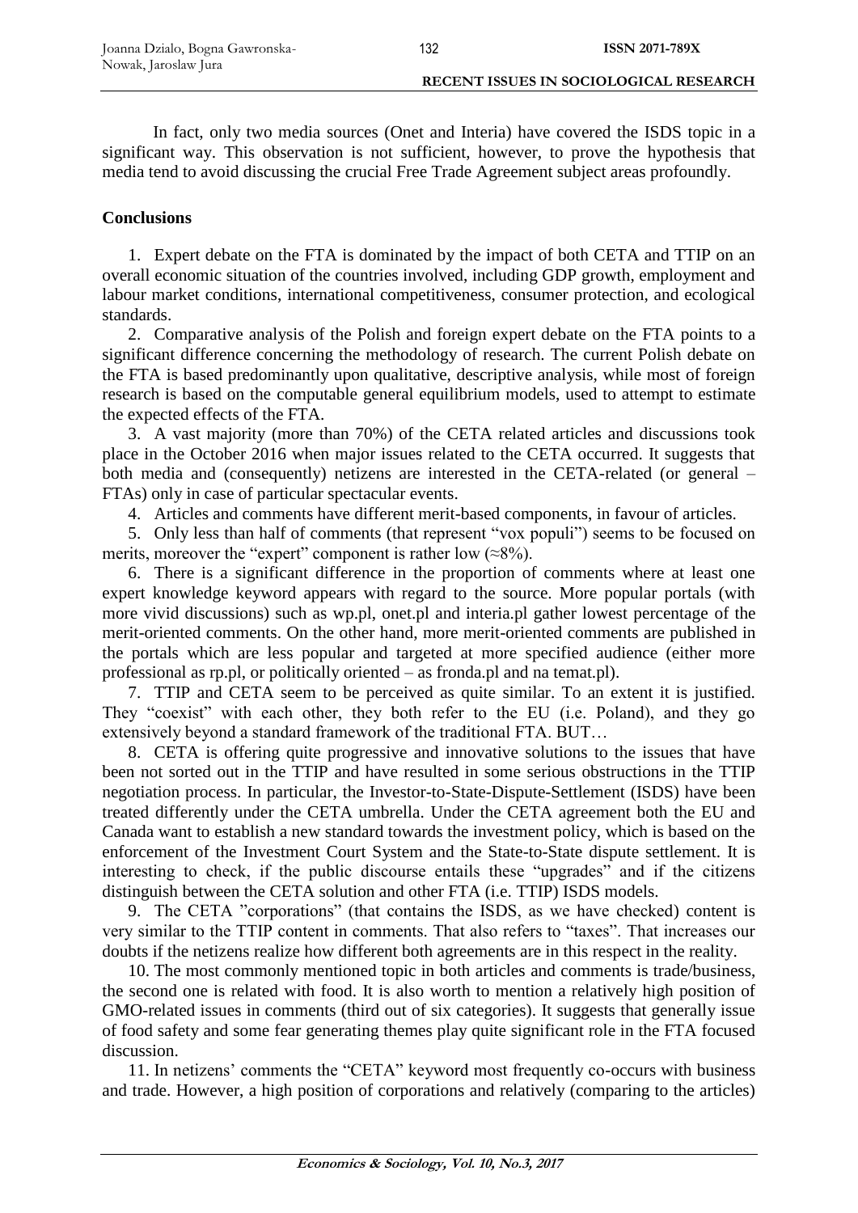In fact, only two media sources (Onet and Interia) have covered the ISDS topic in a significant way. This observation is not sufficient, however, to prove the hypothesis that media tend to avoid discussing the crucial Free Trade Agreement subject areas profoundly.

## Conclusions

1. Expert debate on the FTA is dominated by the impact of both CETA and TTIP on an overall economic situation of the countries involved, including GDP growth, employment and labour market conditions, international competitiveness, consumer protection, and ecological standards.
2. Comparative analysis of the Polish and foreign expert debate on the FTA points to a significant difference concerning the methodology of research. The current Polish debate on the FTA is based predominantly upon qualitative, descriptive analysis, while most of foreign research is based on the computable general equilibrium models, used to attempt to estimate the expected effects of the FTA.
3. A vast majority (more than 70%) of the CETA related articles and discussions took place in the October 2016 when major issues related to the CETA occurred. It suggests that both media and (consequently) netizens are interested in the CETA-related (or general – FTAs) only in case of particular spectacular events.
4. Articles and comments have different merit-based components, in favour of articles.
5. Only less than half of comments (that represent "vox populi") seems to be focused on merits, moreover the "expert" component is rather low (≈8%).
6. There is a significant difference in the proportion of comments where at least one expert knowledge keyword appears with regard to the source. More popular portals (with more vivid discussions) such as wp.pl, onet.pl and interia.pl gather lowest percentage of the merit-oriented comments. On the other hand, more merit-oriented comments are published in the portals which are less popular and targeted at more specified audience (either more professional as rp.pl, or politically oriented – as fronda.pl and na temat.pl).
7. TTIP and CETA seem to be perceived as quite similar. To an extent it is justified. They "coexist" with each other, they both refer to the EU (i.e. Poland), and they go extensively beyond a standard framework of the traditional FTA. BUT…
8. CETA is offering quite progressive and innovative solutions to the issues that have been not sorted out in the TTIP and have resulted in some serious obstructions in the TTIP negotiation process. In particular, the Investor-to-State-Dispute-Settlement (ISDS) have been treated differently under the CETA umbrella. Under the CETA agreement both the EU and Canada want to establish a new standard towards the investment policy, which is based on the enforcement of the Investment Court System and the State-to-State dispute settlement. It is interesting to check, if the public discourse entails these "upgrades" and if the citizens distinguish between the CETA solution and other FTA (i.e. TTIP) ISDS models.
9. The CETA "corporations" (that contains the ISDS, as we have checked) content is very similar to the TTIP content in comments. That also refers to "taxes". That increases our doubts if the netizens realize how different both agreements are in this respect in the reality.
10. The most commonly mentioned topic in both articles and comments is trade/business, the second one is related with food. It is also worth to mention a relatively high position of GMO-related issues in comments (third out of six categories). It suggests that generally issue of food safety and some fear generating themes play quite significant role in the FTA focused discussion.
11. In netizens' comments the "CETA" keyword most frequently co-occurs with business and trade. However, a high position of corporations and relatively (comparing to the articles)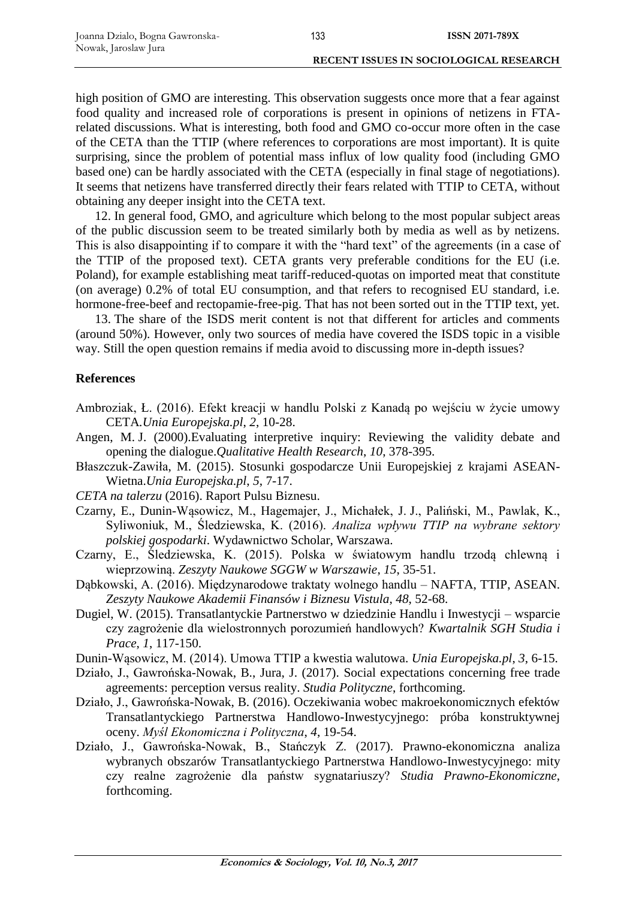high position of GMO are interesting. This observation suggests once more that a fear against food quality and increased role of corporations is present in opinions of netizens in FTA-related discussions. What is interesting, both food and GMO co-occur more often in the case of the CETA than the TTIP (where references to corporations are most important). It is quite surprising, since the problem of potential mass influx of low quality food (including GMO based one) can be hardly associated with the CETA (especially in final stage of negotiations). It seems that netizens have transferred directly their fears related with TTIP to CETA, without obtaining any deeper insight into the CETA text.

12. In general food, GMO, and agriculture which belong to the most popular subject areas of the public discussion seem to be treated similarly both by media as well as by netizens. This is also disappointing if to compare it with the "hard text" of the agreements (in a case of the TTIP of the proposed text). CETA grants very preferable conditions for the EU (i.e. Poland), for example establishing meat tariff-reduced-quotas on imported meat that constitute (on average) 0.2% of total EU consumption, and that refers to recognised EU standard, i.e. hormone-free-beef and rectopamie-free-pig. That has not been sorted out in the TTIP text, yet.

13. The share of the ISDS merit content is not that different for articles and comments (around 50%). However, only two sources of media have covered the ISDS topic in a visible way. Still the open question remains if media avoid to discussing more in-depth issues?

## References

Ambroziak, Ł. (2016). Efekt kreacji w handlu Polski z Kanadą po wejściu w życie umowy CETA.*Unia Europejska.pl*, *2*, 10-28.

Angen, M. J. (2000).Evaluating interpretive inquiry: Reviewing the validity debate and opening the dialogue.*Qualitative Health Research*, *10*, 378-395.

Błaszczuk-Zawiła, M. (2015). Stosunki gospodarcze Unii Europejskiej z krajami ASEAN-Wietna.*Unia Europejska.pl, 5*, 7-17.

*CETA na talerzu* (2016). Raport Pulsu Biznesu.

Czarny, E., Dunin-Wąsowicz, M., Hagemajer, J., Michałek, J. J., Paliński, M., Pawlak, K., Syliwoniuk, M., Śledziewska, K. (2016). *Analiza wpływu TTIP na wybrane sektory polskiej gospodarki*. Wydawnictwo Scholar, Warszawa.

Czarny, E., Śledziewska, K. (2015). Polska w światowym handlu trzodą chlewną i wieprzowiną. *Zeszyty Naukowe SGGW w Warszawie*, *15*, 35-51.

Dąbkowski, A. (2016). Międzynarodowe traktaty wolnego handlu – NAFTA, TTIP, ASEAN. *Zeszyty Naukowe Akademii Finansów i Biznesu Vistula*, *48*, 52-68.

Dugiel, W. (2015). Transatlantyckie Partnerstwo w dziedzinie Handlu i Inwestycji – wsparcie czy zagrożenie dla wielostronnych porozumień handlowych? *Kwartalnik SGH Studia i Prace*, *1*, 117-150.

Dunin-Wąsowicz, M. (2014). Umowa TTIP a kwestia walutowa. *Unia Europejska.pl*, *3*, 6-15.

Działo, J., Gawrońska-Nowak, B., Jura, J. (2017). Social expectations concerning free trade agreements: perception versus reality. *Studia Polityczne*, forthcoming.

Działo, J., Gawrońska-Nowak, B. (2016). Oczekiwania wobec makroekonomicznych efektów Transatlantyckiego Partnerstwa Handlowo-Inwestycyjnego: próba konstruktywnej oceny. *Myśl Ekonomiczna i Polityczna*, *4*, 19-54.

Działo, J., Gawrońska-Nowak, B., Stańczyk Z. (2017). Prawno-ekonomiczna analiza wybranych obszarów Transatlantyckiego Partnerstwa Handlowo-Inwestycyjnego: mity czy realne zagrożenie dla państw sygnatariuszy? *Studia Prawno-Ekonomiczne*, forthcoming.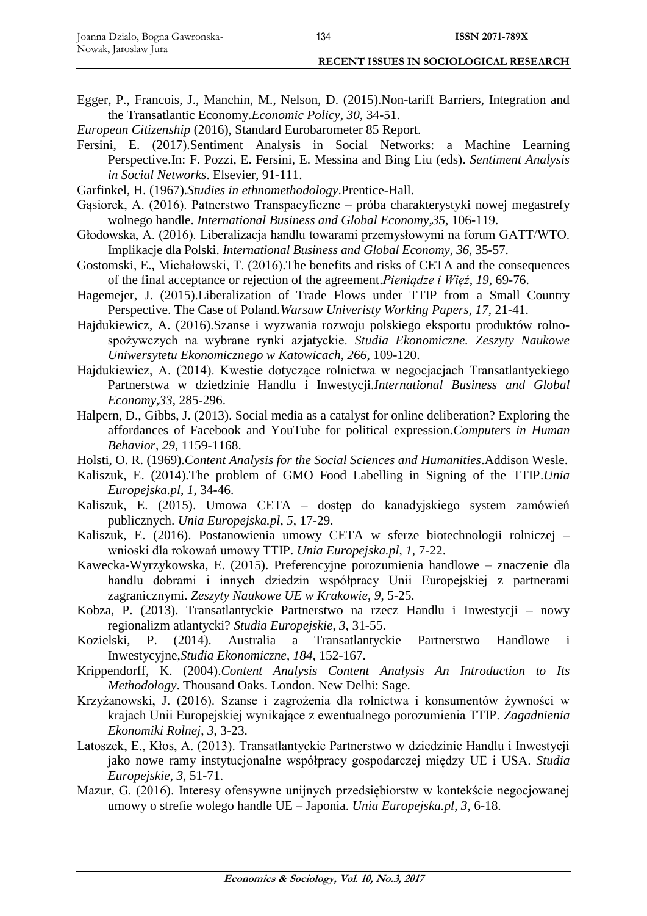Egger, P., Francois, J., Manchin, M., Nelson, D. (2015).Non-tariff Barriers, Integration and the Transatlantic Economy.*Economic Policy*, *30*, 34-51.

*European Citizenship* (2016), Standard Eurobarometer 85 Report.

Fersini, E. (2017).Sentiment Analysis in Social Networks: a Machine Learning Perspective.In: F. Pozzi, E. Fersini, E. Messina and Bing Liu (eds). *Sentiment Analysis in Social Networks*. Elsevier, 91-111.

Garfinkel, H. (1967).*Studies in ethnomethodology*.Prentice-Hall.

Gąsiorek, A. (2016). Patnerstwo Transpacyficzne – próba charakterystyki nowej megastrefy wolnego handle. *International Business and Global Economy*,*35*, 106-119.

Głodowska, A. (2016). Liberalizacja handlu towarami przemysłowymi na forum GATT/WTO. Implikacje dla Polski. *International Business and Global Economy*, *36*, 35-57.

Gostomski, E., Michałowski, T. (2016).The benefits and risks of CETA and the consequences of the final acceptance or rejection of the agreement.*Pieniądze i Więź*, *19*, 69-76.

Hagemejer, J. (2015).Liberalization of Trade Flows under TTIP from a Small Country Perspective. The Case of Poland.*Warsaw Univeristy Working Papers*, *17*, 21-41.

Hajdukiewicz, A. (2016).Szanse i wyzwania rozwoju polskiego eksportu produktów rolno-spożywczych na wybrane rynki azjatyckie. *Studia Ekonomiczne. Zeszyty Naukowe Uniwersytetu Ekonomicznego w Katowicach*, *266*, 109-120.

Hajdukiewicz, A. (2014). Kwestie dotyczące rolnictwa w negocjacjach Transatlantyckiego Partnerstwa w dziedzinie Handlu i Inwestycji.*International Business and Global Economy*,*33*, 285-296.

Halpern, D., Gibbs, J. (2013). Social media as a catalyst for online deliberation? Exploring the affordances of Facebook and YouTube for political expression.*Computers in Human Behavior*, *29*, 1159-1168.

Holsti, O. R. (1969).*Content Analysis for the Social Sciences and Humanities*.Addison Wesle.

Kaliszuk, E. (2014).The problem of GMO Food Labelling in Signing of the TTIP.*Unia Europejska.pl*, *1*, 34-46.

Kaliszuk, E. (2015). Umowa CETA – dostęp do kanadyjskiego system zamówień publicznych. *Unia Europejska.pl*, *5*, 17-29.

Kaliszuk, E. (2016). Postanowienia umowy CETA w sferze biotechnologii rolniczej – wnioski dla rokowań umowy TTIP. *Unia Europejska.pl*, *1*, 7-22.

Kawecka-Wyrzykowska, E. (2015). Preferencyjne porozumienia handlowe – znaczenie dla handlu dobrami i innych dziedzin współpracy Unii Europejskiej z partnerami zagranicznymi. *Zeszyty Naukowe UE w Krakowie*, *9*, 5-25.

Kobza, P. (2013). Transatlantyckie Partnerstwo na rzecz Handlu i Inwestycji – nowy regionalizm atlantycki? *Studia Europejskie*, *3*, 31-55.

Kozielski, P. (2014). Australia a Transatlantyckie Partnerstwo Handlowe i Inwestycyjne,*Studia Ekonomiczne*, *184*, 152-167.

Krippendorff, K. (2004).*Content Analysis Content Analysis An Introduction to Its Methodology*. Thousand Oaks. London. New Delhi: Sage.

Krzyżanowski, J. (2016). Szanse i zagrożenia dla rolnictwa i konsumentów żywności w krajach Unii Europejskiej wynikające z ewentualnego porozumienia TTIP. *Zagadnienia Ekonomiki Rolnej*, *3*, 3-23.

Latoszek, E., Kłos, A. (2013). Transatlantyckie Partnerstwo w dziedzinie Handlu i Inwestycji jako nowe ramy instytucjonalne współpracy gospodarczej między UE i USA. *Studia Europejskie*, *3*, 51-71.

Mazur, G. (2016). Interesy ofensywne unijnych przedsiębiorstw w kontekście negocjowanej umowy o strefie wolego handle UE – Japonia. *Unia Europejska.pl*, *3*, 6-18.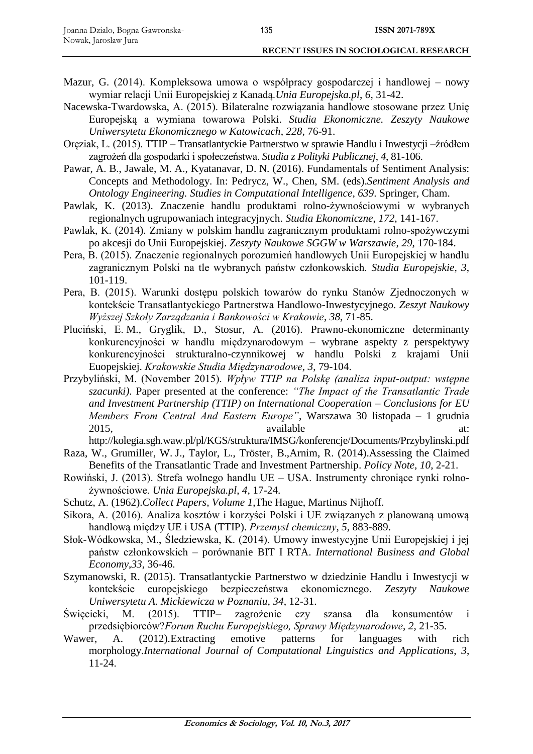Mazur, G. (2014). Kompleksowa umowa o współpracy gospodarczej i handlowej – nowy wymiar relacji Unii Europejskiej z Kanadą.*Unia Europejska.pl*, *6*, 31-42.

Nacewska-Twardowska, A. (2015). Bilateralne rozwiązania handlowe stosowane przez Unię Europejską a wymiana towarowa Polski. *Studia Ekonomiczne. Zeszyty Naukowe Uniwersytetu Ekonomicznego w Katowicach*, *228*, 76-91.

Oręziak, L. (2015). TTIP – Transatlantyckie Partnerstwo w sprawie Handlu i Inwestycji –źródłem zagrożeń dla gospodarki i społeczeństwa. *Studia z Polityki Publicznej*, *4*, 81-106.

Pawar, A. B., Jawale, M. A., Kyatanavar, D. N. (2016). Fundamentals of Sentiment Analysis: Concepts and Methodology. In: Pedrycz, W., Chen, SM. (eds).*Sentiment Analysis and Ontology Engineering. Studies in Computational Intelligence*, *639*. Springer, Cham.

Pawlak, K. (2013). Znaczenie handlu produktami rolno-żywnościowymi w wybranych regionalnych ugrupowaniach integracyjnych. *Studia Ekonomiczne*, *172*, 141-167.

Pawlak, K. (2014). Zmiany w polskim handlu zagranicznym produktami rolno-spożywczymi po akcesji do Unii Europejskiej. *Zeszyty Naukowe SGGW w Warszawie*, *29*, 170-184.

Pera, B. (2015). Znaczenie regionalnych porozumień handlowych Unii Europejskiej w handlu zagranicznym Polski na tle wybranych państw członkowskich. *Studia Europejskie*, *3*, 101-119.

Pera, B. (2015). Warunki dostępu polskich towarów do rynku Stanów Zjednoczonych w kontekście Transatlantyckiego Partnerstwa Handlowo-Inwestycyjnego. *Zeszyt Naukowy Wyższej Szkoły Zarządzania i Bankowości w Krakowie*, *38*, 71-85.

Pluciński, E. M., Gryglik, D., Stosur, A. (2016). Prawno-ekonomiczne determinanty konkurencyjności w handlu międzynarodowym – wybrane aspekty z perspektywy konkurencyjności strukturalno-czynnikowej w handlu Polski z krajami Unii Euopejskiej. *Krakowskie Studia Międzynarodowe*, *3*, 79-104.

Przybyliński, M. (November 2015). *Wpływ TTIP na Polskę (analiza input-output: wstępne szacunki)*. Paper presented at the conference: *"The Impact of the Transatlantic Trade and Investment Partnership (TTIP) on International Cooperation – Conclusions for EU Members From Central And Eastern Europe"*, Warszawa 30 listopada – 1 grudnia 2015, available at: http://kolegia.sgh.waw.pl/pl/KGS/struktura/IMSG/konferencje/Documents/Przybylinski.pdf

Raza, W., Grumiller, W. J., Taylor, L., Tröster, B.,Arnim, R. (2014).Assessing the Claimed Benefits of the Transatlantic Trade and Investment Partnership. *Policy Note*, *10*, 2-21.

Rowiński, J. (2013). Strefa wolnego handlu UE – USA. Instrumenty chroniące rynki rolno-żywnościowe. *Unia Europejska.pl*, *4*, 17-24.

Schutz, A. (1962).*Collect Papers, Volume 1*,The Hague, Martinus Nijhoff.

Sikora, A. (2016). Analiza kosztów i korzyści Polski i UE związanych z planowaną umową handlową między UE i USA (TTIP). *Przemysł chemiczny*, *5*, 883-889.

Słok-Wódkowska, M., Śledziewska, K. (2014). Umowy inwestycyjne Unii Europejskiej i jej państw członkowskich – porównanie BIT I RTA. *International Business and Global Economy*,*33*, 36-46.

Szymanowski, R. (2015). Transatlantyckie Partnerstwo w dziedzinie Handlu i Inwestycji w kontekście europejskiego bezpieczeństwa ekonomicznego. *Zeszyty Naukowe Uniwersytetu A. Mickiewicza w Poznaniu*, *34*, 12-31.

Święcicki, M. (2015). TTIP– zagrożenie czy szansa dla konsumentów i przedsiębiorców?*Forum Ruchu Europejskiego, Sprawy Międzynarodowe*, *2*, 21-35.

Wawer, A. (2012).Extracting emotive patterns for languages with rich morphology.*International Journal of Computational Linguistics and Applications*, *3*, 11-24.